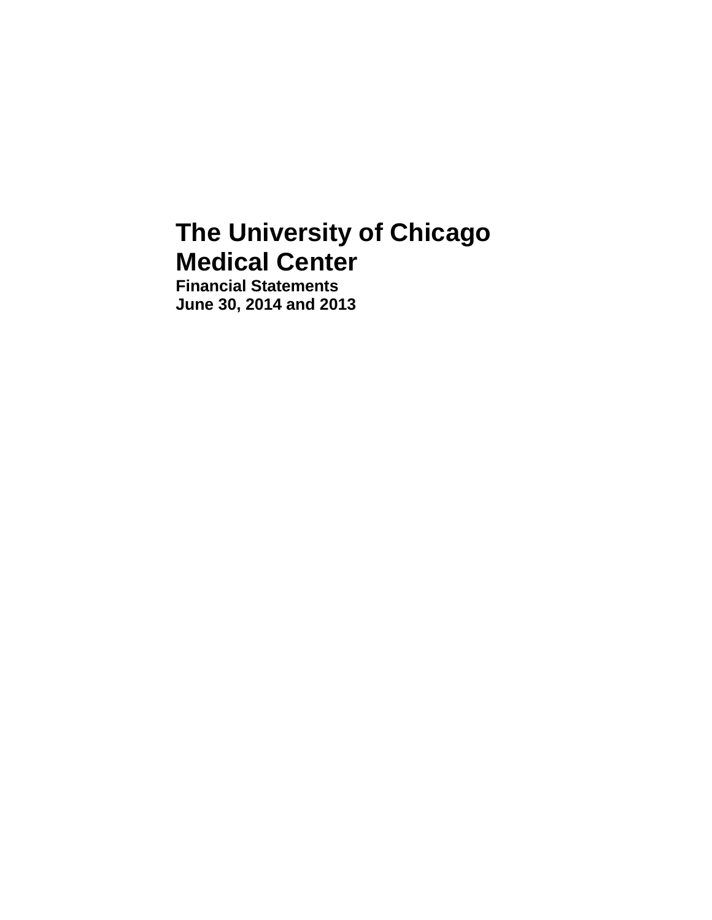# The University of Chicago Medical Center

**Financial Statements**
**June 30, 2014 and 2013**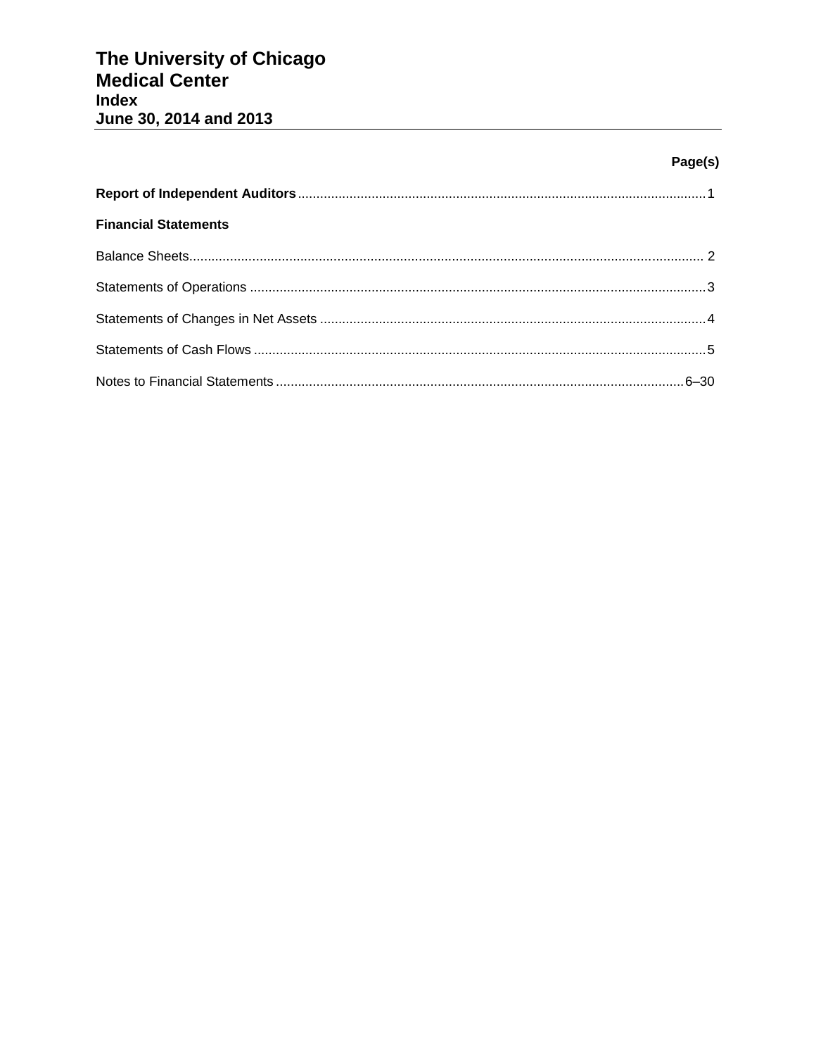# The University of Chicago Medical Center
## Index
## June 30, 2014 and 2013

| | Page(s) |
|---|---|
| **Report of Independent Auditors** | 1 |
| **Financial Statements** | |
| Balance Sheets | 2 |
| Statements of Operations | 3 |
| Statements of Changes in Net Assets | 4 |
| Statements of Cash Flows | 5 |
| Notes to Financial Statements | 6–30 |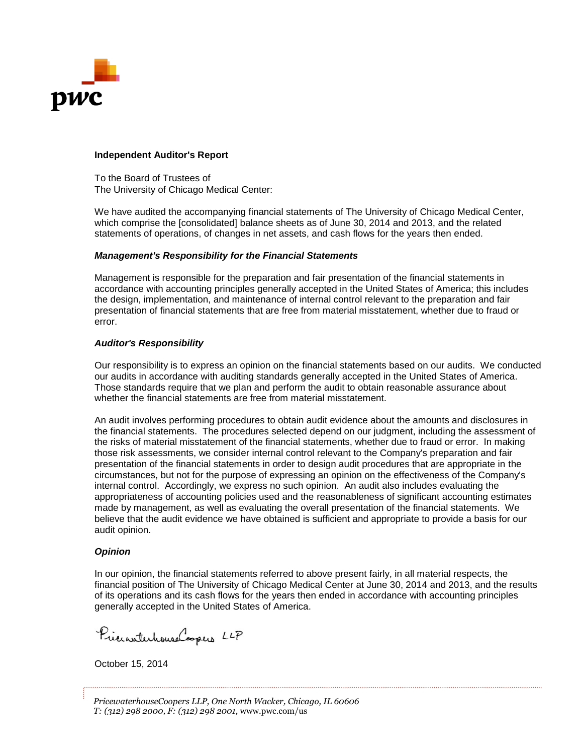pwc

**Independent Auditor's Report**

To the Board of Trustees of
The University of Chicago Medical Center:

We have audited the accompanying financial statements of The University of Chicago Medical Center, which comprise the [consolidated] balance sheets as of June 30, 2014 and 2013, and the related statements of operations, of changes in net assets, and cash flows for the years then ended.

***Management's Responsibility for the Financial Statements***

Management is responsible for the preparation and fair presentation of the financial statements in accordance with accounting principles generally accepted in the United States of America; this includes the design, implementation, and maintenance of internal control relevant to the preparation and fair presentation of financial statements that are free from material misstatement, whether due to fraud or error.

***Auditor's Responsibility***

Our responsibility is to express an opinion on the financial statements based on our audits. We conducted our audits in accordance with auditing standards generally accepted in the United States of America. Those standards require that we plan and perform the audit to obtain reasonable assurance about whether the financial statements are free from material misstatement.

An audit involves performing procedures to obtain audit evidence about the amounts and disclosures in the financial statements. The procedures selected depend on our judgment, including the assessment of the risks of material misstatement of the financial statements, whether due to fraud or error. In making those risk assessments, we consider internal control relevant to the Company's preparation and fair presentation of the financial statements in order to design audit procedures that are appropriate in the circumstances, but not for the purpose of expressing an opinion on the effectiveness of the Company's internal control. Accordingly, we express no such opinion. An audit also includes evaluating the appropriateness of accounting policies used and the reasonableness of significant accounting estimates made by management, as well as evaluating the overall presentation of the financial statements. We believe that the audit evidence we have obtained is sufficient and appropriate to provide a basis for our audit opinion.

***Opinion***

In our opinion, the financial statements referred to above present fairly, in all material respects, the financial position of The University of Chicago Medical Center at June 30, 2014 and 2013, and the results of its operations and its cash flows for the years then ended in accordance with accounting principles generally accepted in the United States of America.

PricewaterhouseCoopers LLP

October 15, 2014

*PricewaterhouseCoopers LLP, One North Wacker, Chicago, IL 60606*
*T: (312) 298 2000, F: (312) 298 2001,* www.pwc.com/us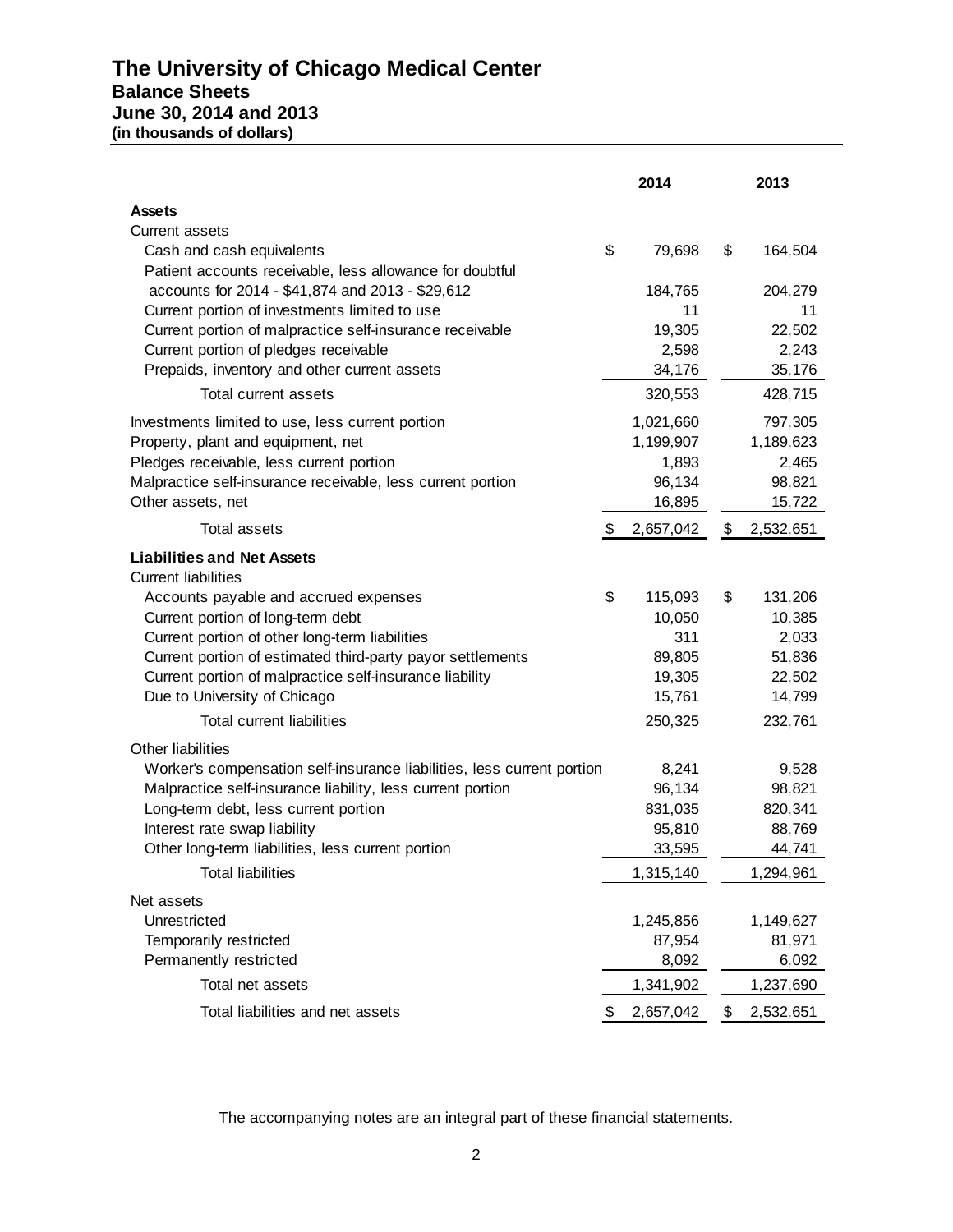# The University of Chicago Medical Center

## Balance Sheets

### June 30, 2014 and 2013

**(in thousands of dollars)**

| | 2014 | 2013 |
|---|---|---|
| **Assets** | | |
| Current assets | | |
| Cash and cash equivalents | $ 79,698 | $ 164,504 |
| Patient accounts receivable, less allowance for doubtful accounts for 2014 - $41,874 and 2013 - $29,612 | 184,765 | 204,279 |
| Current portion of investments limited to use | 11 | 11 |
| Current portion of malpractice self-insurance receivable | 19,305 | 22,502 |
| Current portion of pledges receivable | 2,598 | 2,243 |
| Prepaids, inventory and other current assets | 34,176 | 35,176 |
| Total current assets | 320,553 | 428,715 |
| Investments limited to use, less current portion | 1,021,660 | 797,305 |
| Property, plant and equipment, net | 1,199,907 | 1,189,623 |
| Pledges receivable, less current portion | 1,893 | 2,465 |
| Malpractice self-insurance receivable, less current portion | 96,134 | 98,821 |
| Other assets, net | 16,895 | 15,722 |
| Total assets | $ 2,657,042 | $ 2,532,651 |
| **Liabilities and Net Assets** | | |
| Current liabilities | | |
| Accounts payable and accrued expenses | $ 115,093 | $ 131,206 |
| Current portion of long-term debt | 10,050 | 10,385 |
| Current portion of other long-term liabilities | 311 | 2,033 |
| Current portion of estimated third-party payor settlements | 89,805 | 51,836 |
| Current portion of malpractice self-insurance liability | 19,305 | 22,502 |
| Due to University of Chicago | 15,761 | 14,799 |
| Total current liabilities | 250,325 | 232,761 |
| Other liabilities | | |
| Worker's compensation self-insurance liabilities, less current portion | 8,241 | 9,528 |
| Malpractice self-insurance liability, less current portion | 96,134 | 98,821 |
| Long-term debt, less current portion | 831,035 | 820,341 |
| Interest rate swap liability | 95,810 | 88,769 |
| Other long-term liabilities, less current portion | 33,595 | 44,741 |
| Total liabilities | 1,315,140 | 1,294,961 |
| Net assets | | |
| Unrestricted | 1,245,856 | 1,149,627 |
| Temporarily restricted | 87,954 | 81,971 |
| Permanently restricted | 8,092 | 6,092 |
| Total net assets | 1,341,902 | 1,237,690 |
| Total liabilities and net assets | $ 2,657,042 | $ 2,532,651 |

The accompanying notes are an integral part of these financial statements.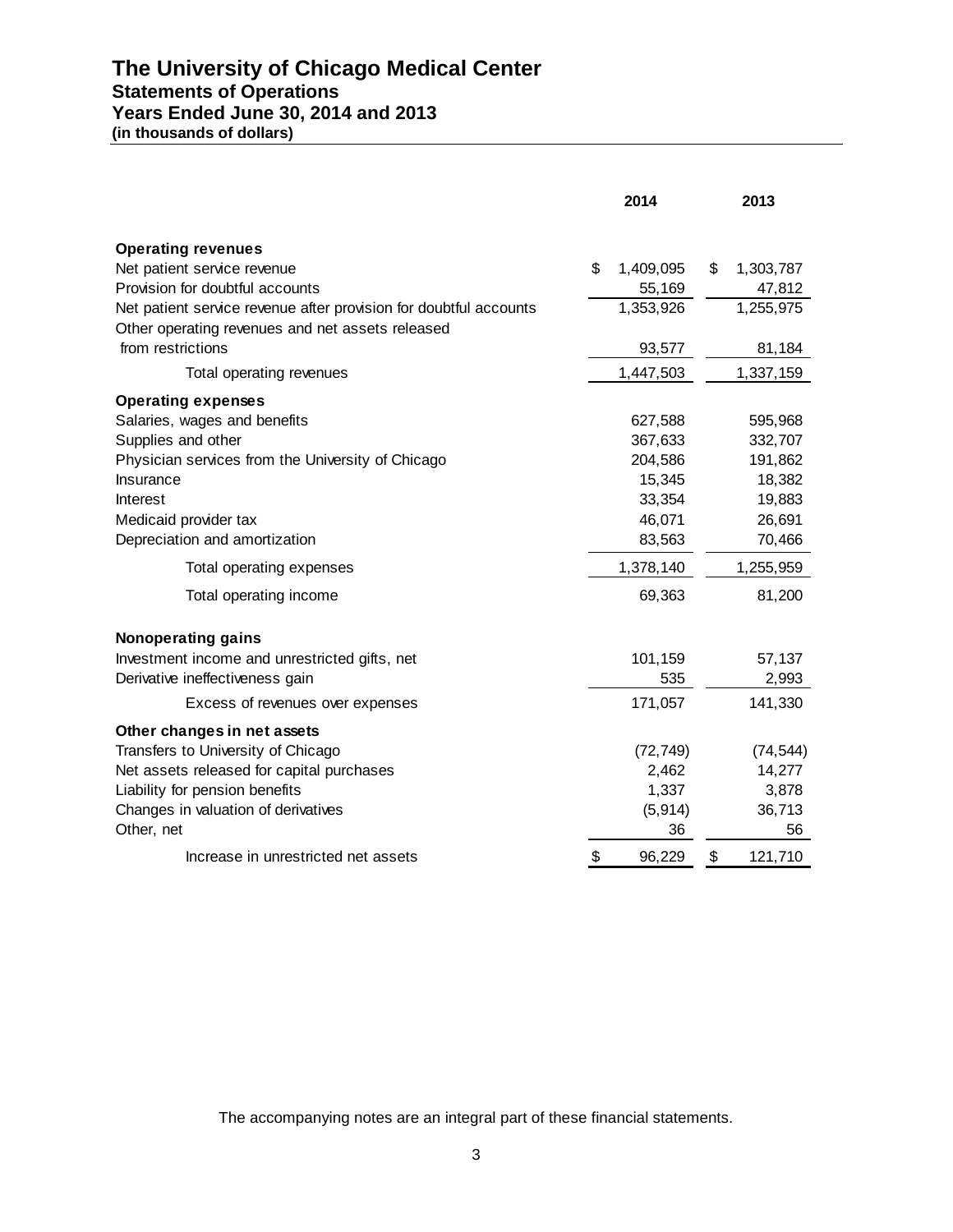# The University of Chicago Medical Center

## Statements of Operations

### Years Ended June 30, 2014 and 2013

**(in thousands of dollars)**

| | 2014 | 2013 |
|---|---|---|
| **Operating revenues** | | |
| Net patient service revenue | $ 1,409,095 | $ 1,303,787 |
| Provision for doubtful accounts | 55,169 | 47,812 |
| Net patient service revenue after provision for doubtful accounts | 1,353,926 | 1,255,975 |
| Other operating revenues and net assets released from restrictions | 93,577 | 81,184 |
| Total operating revenues | 1,447,503 | 1,337,159 |
| **Operating expenses** | | |
| Salaries, wages and benefits | 627,588 | 595,968 |
| Supplies and other | 367,633 | 332,707 |
| Physician services from the University of Chicago | 204,586 | 191,862 |
| Insurance | 15,345 | 18,382 |
| Interest | 33,354 | 19,883 |
| Medicaid provider tax | 46,071 | 26,691 |
| Depreciation and amortization | 83,563 | 70,466 |
| Total operating expenses | 1,378,140 | 1,255,959 |
| Total operating income | 69,363 | 81,200 |
| **Nonoperating gains** | | |
| Investment income and unrestricted gifts, net | 101,159 | 57,137 |
| Derivative ineffectiveness gain | 535 | 2,993 |
| Excess of revenues over expenses | 171,057 | 141,330 |
| **Other changes in net assets** | | |
| Transfers to University of Chicago | (72,749) | (74,544) |
| Net assets released for capital purchases | 2,462 | 14,277 |
| Liability for pension benefits | 1,337 | 3,878 |
| Changes in valuation of derivatives | (5,914) | 36,713 |
| Other, net | 36 | 56 |
| Increase in unrestricted net assets | $ 96,229 | $ 121,710 |

The accompanying notes are an integral part of these financial statements.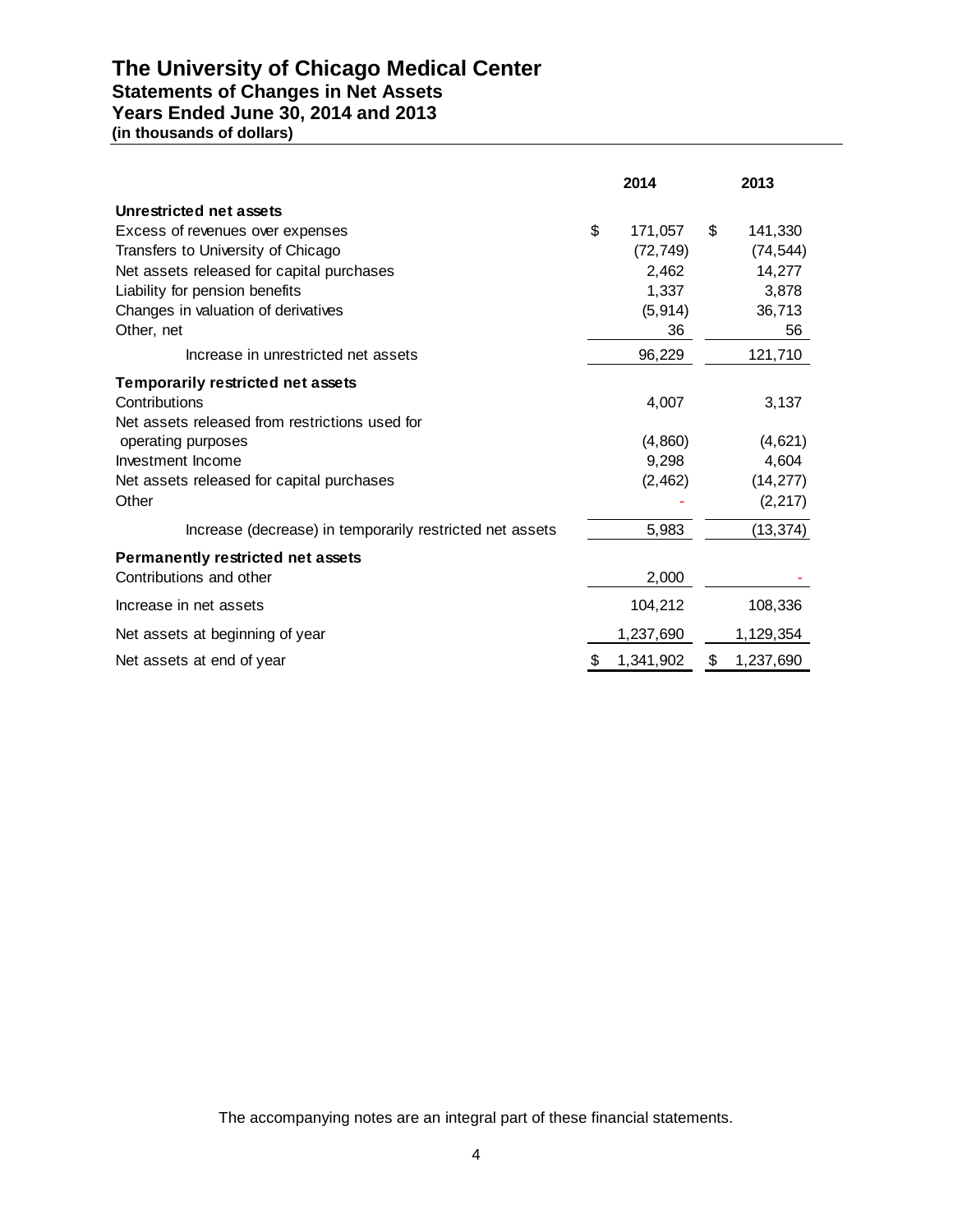# The University of Chicago Medical Center
## Statements of Changes in Net Assets
## Years Ended June 30, 2014 and 2013
**(in thousands of dollars)**

| | 2014 | 2013 |
|---|---|---|
| **Unrestricted net assets** | | |
| Excess of revenues over expenses | $ 171,057 | $ 141,330 |
| Transfers to University of Chicago | (72,749) | (74,544) |
| Net assets released for capital purchases | 2,462 | 14,277 |
| Liability for pension benefits | 1,337 | 3,878 |
| Changes in valuation of derivatives | (5,914) | 36,713 |
| Other, net | 36 | 56 |
| Increase in unrestricted net assets | 96,229 | 121,710 |
| **Temporarily restricted net assets** | | |
| Contributions | 4,007 | 3,137 |
| Net assets released from restrictions used for operating purposes | (4,860) | (4,621) |
| Investment Income | 9,298 | 4,604 |
| Net assets released for capital purchases | (2,462) | (14,277) |
| Other | - | (2,217) |
| Increase (decrease) in temporarily restricted net assets | 5,983 | (13,374) |
| **Permanently restricted net assets** | | |
| Contributions and other | 2,000 | - |
| Increase in net assets | 104,212 | 108,336 |
| Net assets at beginning of year | 1,237,690 | 1,129,354 |
| Net assets at end of year | $ 1,341,902 | $ 1,237,690 |

The accompanying notes are an integral part of these financial statements.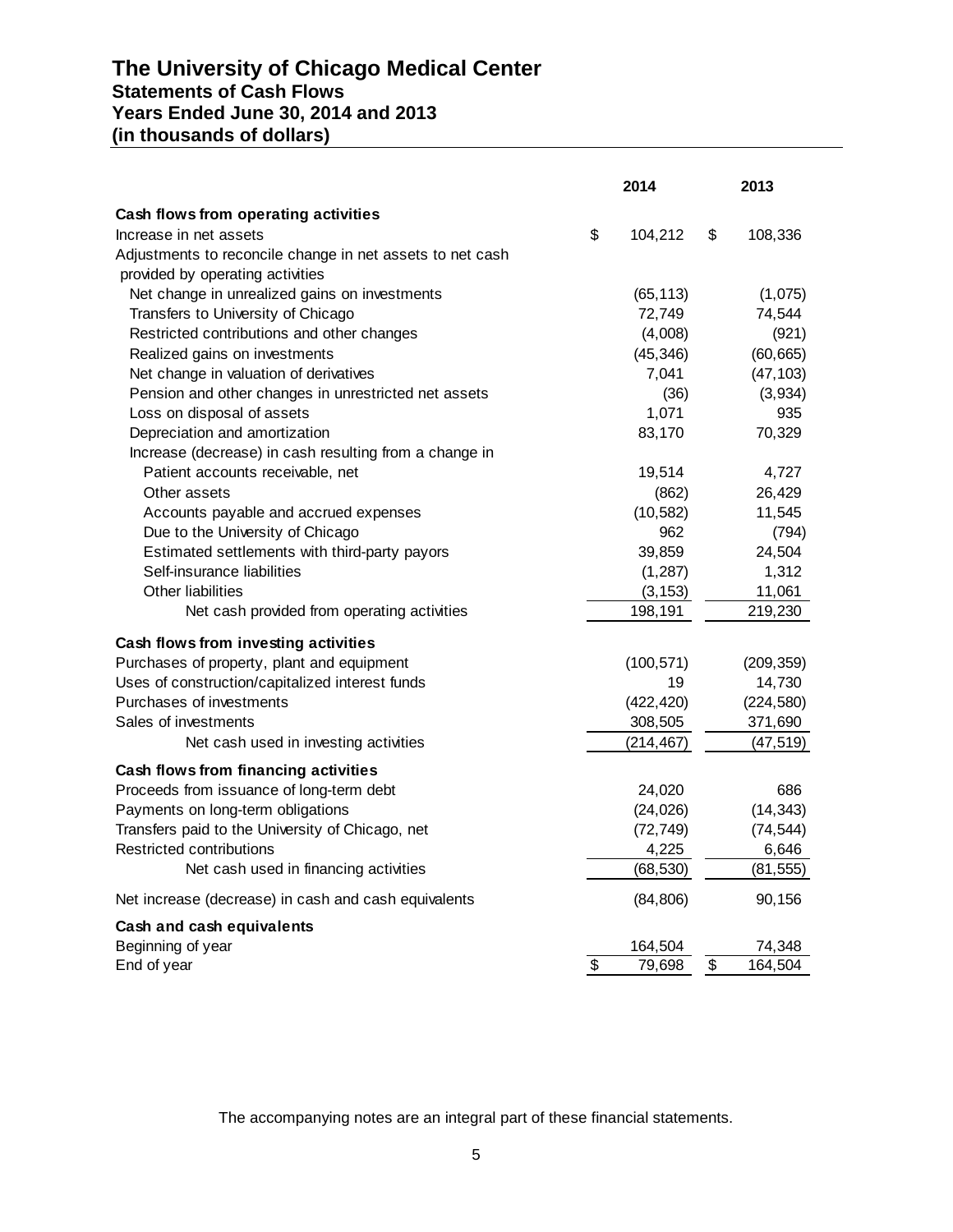# The University of Chicago Medical Center

## Statements of Cash Flows

## Years Ended June 30, 2014 and 2013

## (in thousands of dollars)

| | 2014 | 2013 |
|---|---|---|
| **Cash flows from operating activities** | | |
| Increase in net assets | $ 104,212 | $ 108,336 |
| Adjustments to reconcile change in net assets to net cash provided by operating activities | | |
| Net change in unrealized gains on investments | (65,113) | (1,075) |
| Transfers to University of Chicago | 72,749 | 74,544 |
| Restricted contributions and other changes | (4,008) | (921) |
| Realized gains on investments | (45,346) | (60,665) |
| Net change in valuation of derivatives | 7,041 | (47,103) |
| Pension and other changes in unrestricted net assets | (36) | (3,934) |
| Loss on disposal of assets | 1,071 | 935 |
| Depreciation and amortization | 83,170 | 70,329 |
| Increase (decrease) in cash resulting from a change in | | |
| Patient accounts receivable, net | 19,514 | 4,727 |
| Other assets | (862) | 26,429 |
| Accounts payable and accrued expenses | (10,582) | 11,545 |
| Due to the University of Chicago | 962 | (794) |
| Estimated settlements with third-party payors | 39,859 | 24,504 |
| Self-insurance liabilities | (1,287) | 1,312 |
| Other liabilities | (3,153) | 11,061 |
| Net cash provided from operating activities | 198,191 | 219,230 |
| **Cash flows from investing activities** | | |
| Purchases of property, plant and equipment | (100,571) | (209,359) |
| Uses of construction/capitalized interest funds | 19 | 14,730 |
| Purchases of investments | (422,420) | (224,580) |
| Sales of investments | 308,505 | 371,690 |
| Net cash used in investing activities | (214,467) | (47,519) |
| **Cash flows from financing activities** | | |
| Proceeds from issuance of long-term debt | 24,020 | 686 |
| Payments on long-term obligations | (24,026) | (14,343) |
| Transfers paid to the University of Chicago, net | (72,749) | (74,544) |
| Restricted contributions | 4,225 | 6,646 |
| Net cash used in financing activities | (68,530) | (81,555) |
| Net increase (decrease) in cash and cash equivalents | (84,806) | 90,156 |
| **Cash and cash equivalents** | | |
| Beginning of year | 164,504 | 74,348 |
| End of year | $ 79,698 | $ 164,504 |

The accompanying notes are an integral part of these financial statements.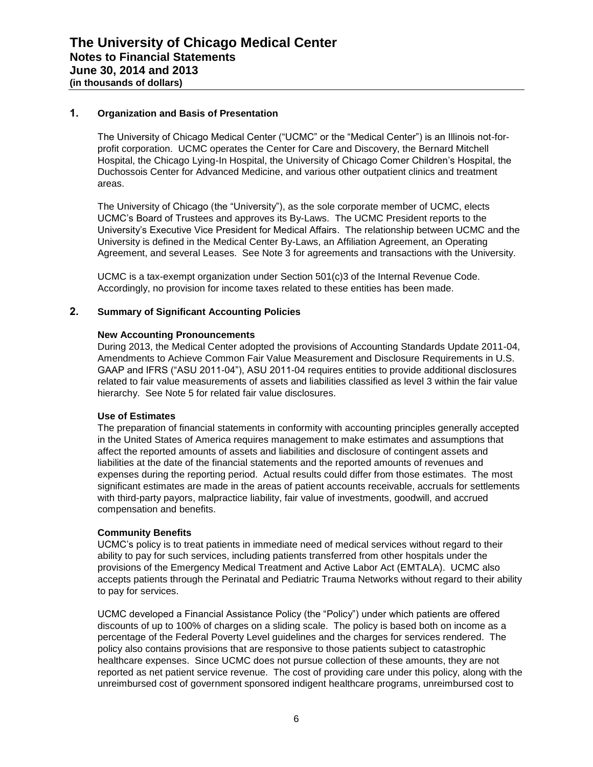## 1. Organization and Basis of Presentation

The University of Chicago Medical Center ("UCMC" or the "Medical Center") is an Illinois not-for-profit corporation. UCMC operates the Center for Care and Discovery, the Bernard Mitchell Hospital, the Chicago Lying-In Hospital, the University of Chicago Comer Children's Hospital, the Duchossois Center for Advanced Medicine, and various other outpatient clinics and treatment areas.

The University of Chicago (the "University"), as the sole corporate member of UCMC, elects UCMC's Board of Trustees and approves its By-Laws. The UCMC President reports to the University's Executive Vice President for Medical Affairs. The relationship between UCMC and the University is defined in the Medical Center By-Laws, an Affiliation Agreement, an Operating Agreement, and several Leases. See Note 3 for agreements and transactions with the University.

UCMC is a tax-exempt organization under Section 501(c)3 of the Internal Revenue Code. Accordingly, no provision for income taxes related to these entities has been made.

## 2. Summary of Significant Accounting Policies

### New Accounting Pronouncements

During 2013, the Medical Center adopted the provisions of Accounting Standards Update 2011-04, Amendments to Achieve Common Fair Value Measurement and Disclosure Requirements in U.S. GAAP and IFRS ("ASU 2011-04"), ASU 2011-04 requires entities to provide additional disclosures related to fair value measurements of assets and liabilities classified as level 3 within the fair value hierarchy. See Note 5 for related fair value disclosures.

### Use of Estimates

The preparation of financial statements in conformity with accounting principles generally accepted in the United States of America requires management to make estimates and assumptions that affect the reported amounts of assets and liabilities and disclosure of contingent assets and liabilities at the date of the financial statements and the reported amounts of revenues and expenses during the reporting period. Actual results could differ from those estimates. The most significant estimates are made in the areas of patient accounts receivable, accruals for settlements with third-party payors, malpractice liability, fair value of investments, goodwill, and accrued compensation and benefits.

### Community Benefits

UCMC's policy is to treat patients in immediate need of medical services without regard to their ability to pay for such services, including patients transferred from other hospitals under the provisions of the Emergency Medical Treatment and Active Labor Act (EMTALA). UCMC also accepts patients through the Perinatal and Pediatric Trauma Networks without regard to their ability to pay for services.

UCMC developed a Financial Assistance Policy (the "Policy") under which patients are offered discounts of up to 100% of charges on a sliding scale. The policy is based both on income as a percentage of the Federal Poverty Level guidelines and the charges for services rendered. The policy also contains provisions that are responsive to those patients subject to catastrophic healthcare expenses. Since UCMC does not pursue collection of these amounts, they are not reported as net patient service revenue. The cost of providing care under this policy, along with the unreimbursed cost of government sponsored indigent healthcare programs, unreimbursed cost to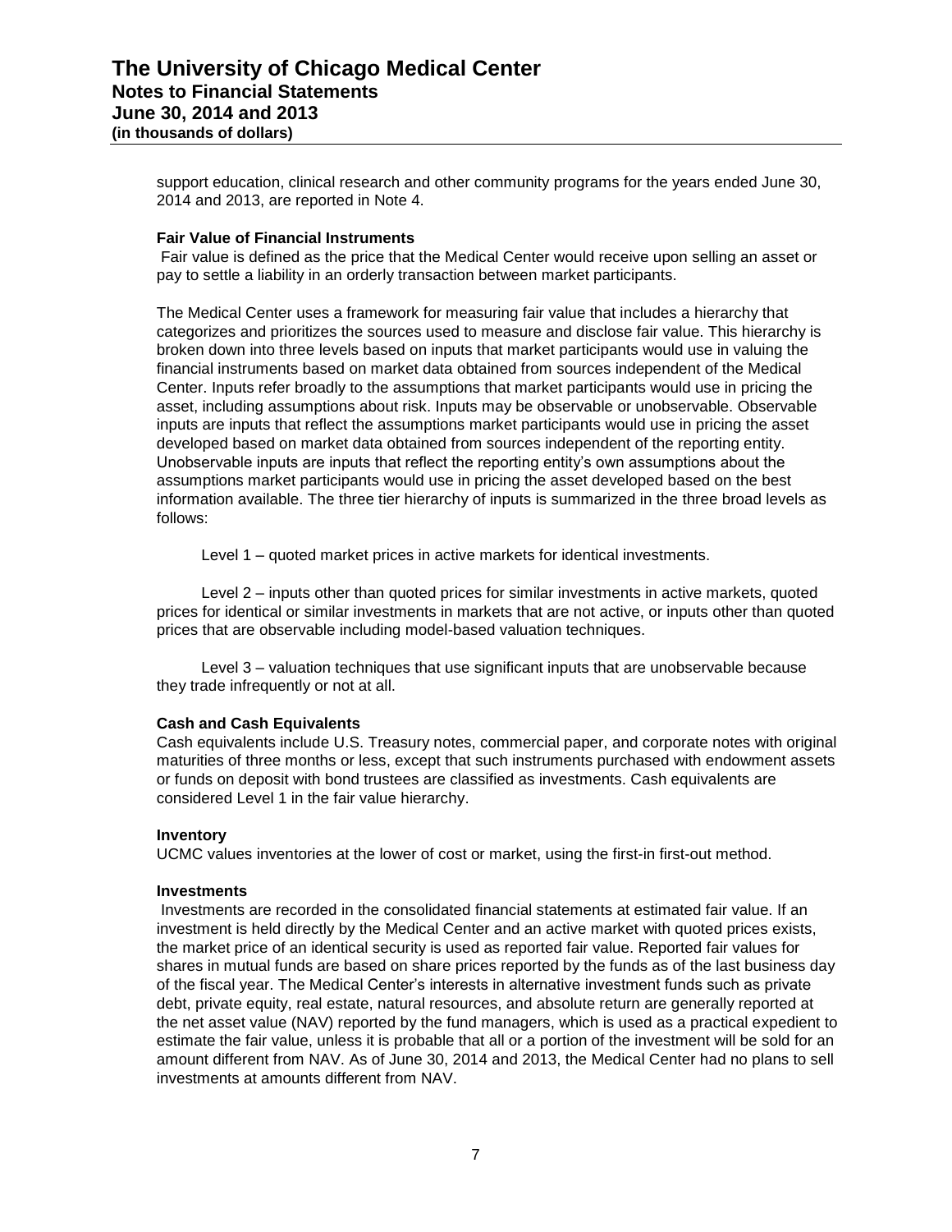support education, clinical research and other community programs for the years ended June 30, 2014 and 2013, are reported in Note 4.

**Fair Value of Financial Instruments**

Fair value is defined as the price that the Medical Center would receive upon selling an asset or pay to settle a liability in an orderly transaction between market participants.

The Medical Center uses a framework for measuring fair value that includes a hierarchy that categorizes and prioritizes the sources used to measure and disclose fair value. This hierarchy is broken down into three levels based on inputs that market participants would use in valuing the financial instruments based on market data obtained from sources independent of the Medical Center. Inputs refer broadly to the assumptions that market participants would use in pricing the asset, including assumptions about risk. Inputs may be observable or unobservable. Observable inputs are inputs that reflect the assumptions market participants would use in pricing the asset developed based on market data obtained from sources independent of the reporting entity. Unobservable inputs are inputs that reflect the reporting entity's own assumptions about the assumptions market participants would use in pricing the asset developed based on the best information available. The three tier hierarchy of inputs is summarized in the three broad levels as follows:

Level 1 – quoted market prices in active markets for identical investments.

Level 2 – inputs other than quoted prices for similar investments in active markets, quoted prices for identical or similar investments in markets that are not active, or inputs other than quoted prices that are observable including model-based valuation techniques.

Level 3 – valuation techniques that use significant inputs that are unobservable because they trade infrequently or not at all.

**Cash and Cash Equivalents**

Cash equivalents include U.S. Treasury notes, commercial paper, and corporate notes with original maturities of three months or less, except that such instruments purchased with endowment assets or funds on deposit with bond trustees are classified as investments. Cash equivalents are considered Level 1 in the fair value hierarchy.

**Inventory**

UCMC values inventories at the lower of cost or market, using the first-in first-out method.

**Investments**

Investments are recorded in the consolidated financial statements at estimated fair value. If an investment is held directly by the Medical Center and an active market with quoted prices exists, the market price of an identical security is used as reported fair value. Reported fair values for shares in mutual funds are based on share prices reported by the funds as of the last business day of the fiscal year. The Medical Center's interests in alternative investment funds such as private debt, private equity, real estate, natural resources, and absolute return are generally reported at the net asset value (NAV) reported by the fund managers, which is used as a practical expedient to estimate the fair value, unless it is probable that all or a portion of the investment will be sold for an amount different from NAV. As of June 30, 2014 and 2013, the Medical Center had no plans to sell investments at amounts different from NAV.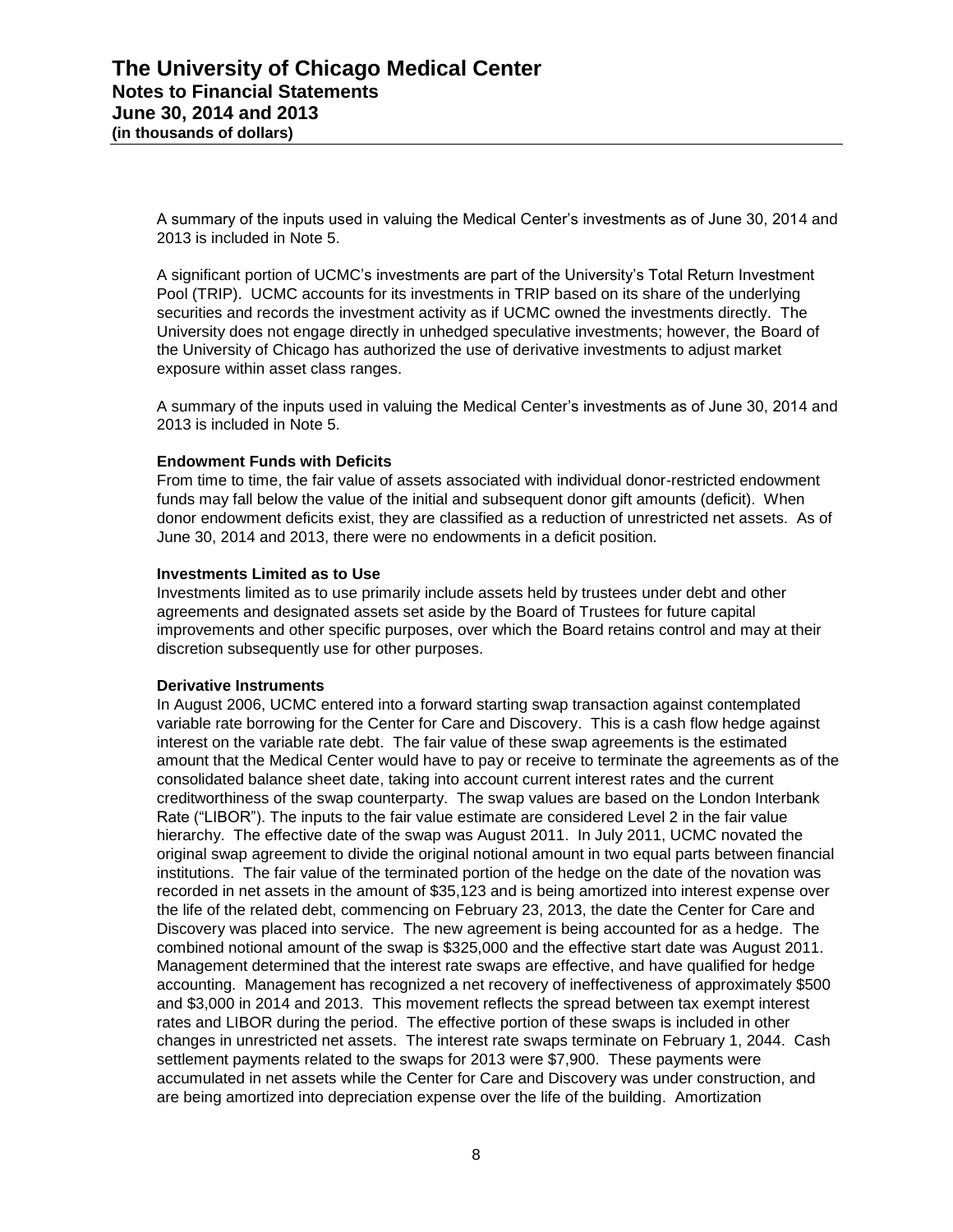A summary of the inputs used in valuing the Medical Center's investments as of June 30, 2014 and 2013 is included in Note 5.

A significant portion of UCMC's investments are part of the University's Total Return Investment Pool (TRIP). UCMC accounts for its investments in TRIP based on its share of the underlying securities and records the investment activity as if UCMC owned the investments directly. The University does not engage directly in unhedged speculative investments; however, the Board of the University of Chicago has authorized the use of derivative investments to adjust market exposure within asset class ranges.

A summary of the inputs used in valuing the Medical Center's investments as of June 30, 2014 and 2013 is included in Note 5.

**Endowment Funds with Deficits**
From time to time, the fair value of assets associated with individual donor-restricted endowment funds may fall below the value of the initial and subsequent donor gift amounts (deficit). When donor endowment deficits exist, they are classified as a reduction of unrestricted net assets. As of June 30, 2014 and 2013, there were no endowments in a deficit position.

**Investments Limited as to Use**
Investments limited as to use primarily include assets held by trustees under debt and other agreements and designated assets set aside by the Board of Trustees for future capital improvements and other specific purposes, over which the Board retains control and may at their discretion subsequently use for other purposes.

**Derivative Instruments**
In August 2006, UCMC entered into a forward starting swap transaction against contemplated variable rate borrowing for the Center for Care and Discovery. This is a cash flow hedge against interest on the variable rate debt. The fair value of these swap agreements is the estimated amount that the Medical Center would have to pay or receive to terminate the agreements as of the consolidated balance sheet date, taking into account current interest rates and the current creditworthiness of the swap counterparty. The swap values are based on the London Interbank Rate ("LIBOR"). The inputs to the fair value estimate are considered Level 2 in the fair value hierarchy. The effective date of the swap was August 2011. In July 2011, UCMC novated the original swap agreement to divide the original notional amount in two equal parts between financial institutions. The fair value of the terminated portion of the hedge on the date of the novation was recorded in net assets in the amount of $35,123 and is being amortized into interest expense over the life of the related debt, commencing on February 23, 2013, the date the Center for Care and Discovery was placed into service. The new agreement is being accounted for as a hedge. The combined notional amount of the swap is $325,000 and the effective start date was August 2011. Management determined that the interest rate swaps are effective, and have qualified for hedge accounting. Management has recognized a net recovery of ineffectiveness of approximately $500 and $3,000 in 2014 and 2013. This movement reflects the spread between tax exempt interest rates and LIBOR during the period. The effective portion of these swaps is included in other changes in unrestricted net assets. The interest rate swaps terminate on February 1, 2044. Cash settlement payments related to the swaps for 2013 were $7,900. These payments were accumulated in net assets while the Center for Care and Discovery was under construction, and are being amortized into depreciation expense over the life of the building. Amortization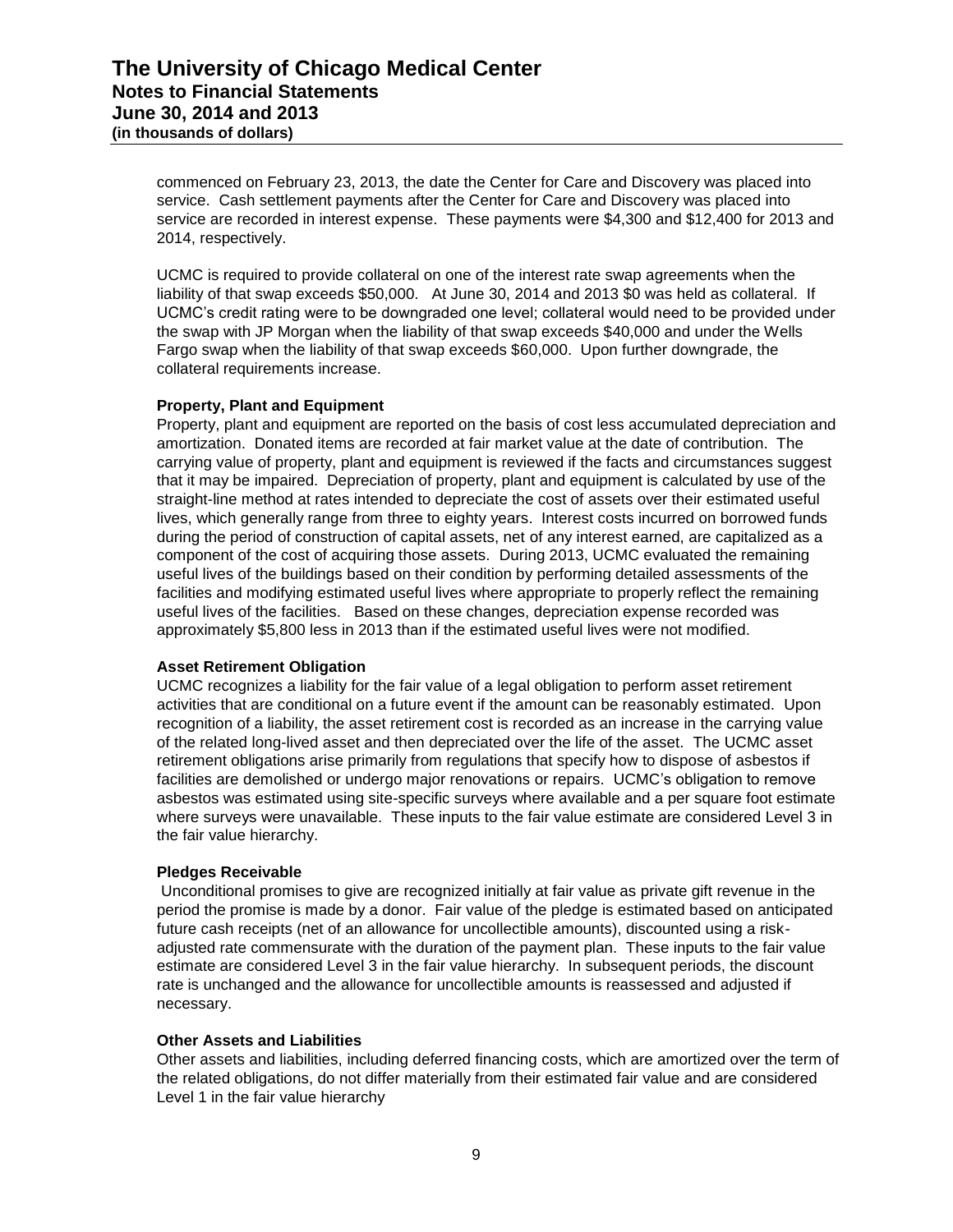commenced on February 23, 2013, the date the Center for Care and Discovery was placed into service. Cash settlement payments after the Center for Care and Discovery was placed into service are recorded in interest expense. These payments were $4,300 and $12,400 for 2013 and 2014, respectively.

UCMC is required to provide collateral on one of the interest rate swap agreements when the liability of that swap exceeds $50,000. At June 30, 2014 and 2013 $0 was held as collateral. If UCMC's credit rating were to be downgraded one level; collateral would need to be provided under the swap with JP Morgan when the liability of that swap exceeds $40,000 and under the Wells Fargo swap when the liability of that swap exceeds $60,000. Upon further downgrade, the collateral requirements increase.

**Property, Plant and Equipment**

Property, plant and equipment are reported on the basis of cost less accumulated depreciation and amortization. Donated items are recorded at fair market value at the date of contribution. The carrying value of property, plant and equipment is reviewed if the facts and circumstances suggest that it may be impaired. Depreciation of property, plant and equipment is calculated by use of the straight-line method at rates intended to depreciate the cost of assets over their estimated useful lives, which generally range from three to eighty years. Interest costs incurred on borrowed funds during the period of construction of capital assets, net of any interest earned, are capitalized as a component of the cost of acquiring those assets. During 2013, UCMC evaluated the remaining useful lives of the buildings based on their condition by performing detailed assessments of the facilities and modifying estimated useful lives where appropriate to properly reflect the remaining useful lives of the facilities. Based on these changes, depreciation expense recorded was approximately $5,800 less in 2013 than if the estimated useful lives were not modified.

**Asset Retirement Obligation**

UCMC recognizes a liability for the fair value of a legal obligation to perform asset retirement activities that are conditional on a future event if the amount can be reasonably estimated. Upon recognition of a liability, the asset retirement cost is recorded as an increase in the carrying value of the related long-lived asset and then depreciated over the life of the asset. The UCMC asset retirement obligations arise primarily from regulations that specify how to dispose of asbestos if facilities are demolished or undergo major renovations or repairs. UCMC's obligation to remove asbestos was estimated using site-specific surveys where available and a per square foot estimate where surveys were unavailable. These inputs to the fair value estimate are considered Level 3 in the fair value hierarchy.

**Pledges Receivable**

Unconditional promises to give are recognized initially at fair value as private gift revenue in the period the promise is made by a donor. Fair value of the pledge is estimated based on anticipated future cash receipts (net of an allowance for uncollectible amounts), discounted using a risk-adjusted rate commensurate with the duration of the payment plan. These inputs to the fair value estimate are considered Level 3 in the fair value hierarchy. In subsequent periods, the discount rate is unchanged and the allowance for uncollectible amounts is reassessed and adjusted if necessary.

**Other Assets and Liabilities**

Other assets and liabilities, including deferred financing costs, which are amortized over the term of the related obligations, do not differ materially from their estimated fair value and are considered Level 1 in the fair value hierarchy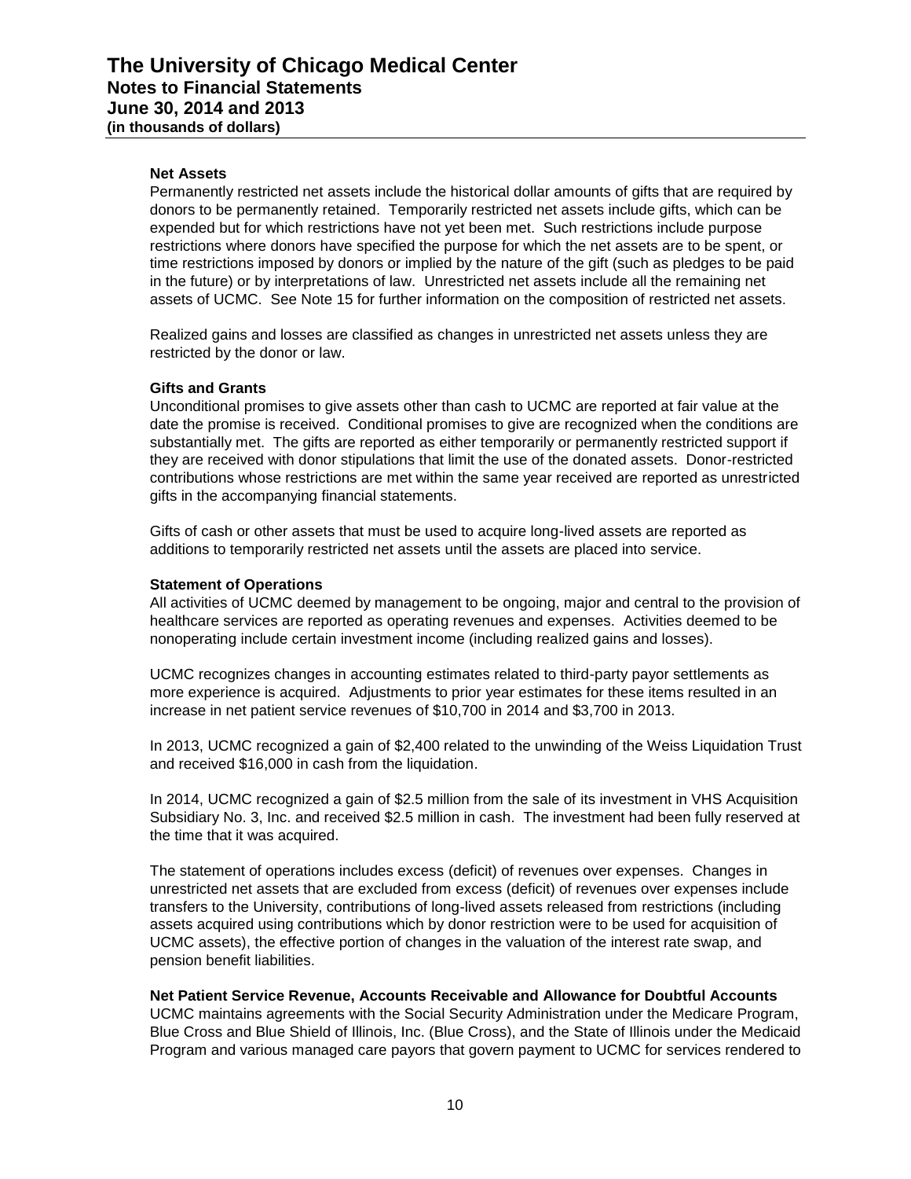### Net Assets

Permanently restricted net assets include the historical dollar amounts of gifts that are required by donors to be permanently retained. Temporarily restricted net assets include gifts, which can be expended but for which restrictions have not yet been met. Such restrictions include purpose restrictions where donors have specified the purpose for which the net assets are to be spent, or time restrictions imposed by donors or implied by the nature of the gift (such as pledges to be paid in the future) or by interpretations of law. Unrestricted net assets include all the remaining net assets of UCMC. See Note 15 for further information on the composition of restricted net assets.

Realized gains and losses are classified as changes in unrestricted net assets unless they are restricted by the donor or law.

### Gifts and Grants

Unconditional promises to give assets other than cash to UCMC are reported at fair value at the date the promise is received. Conditional promises to give are recognized when the conditions are substantially met. The gifts are reported as either temporarily or permanently restricted support if they are received with donor stipulations that limit the use of the donated assets. Donor-restricted contributions whose restrictions are met within the same year received are reported as unrestricted gifts in the accompanying financial statements.

Gifts of cash or other assets that must be used to acquire long-lived assets are reported as additions to temporarily restricted net assets until the assets are placed into service.

### Statement of Operations

All activities of UCMC deemed by management to be ongoing, major and central to the provision of healthcare services are reported as operating revenues and expenses. Activities deemed to be nonoperating include certain investment income (including realized gains and losses).

UCMC recognizes changes in accounting estimates related to third-party payor settlements as more experience is acquired. Adjustments to prior year estimates for these items resulted in an increase in net patient service revenues of $10,700 in 2014 and $3,700 in 2013.

In 2013, UCMC recognized a gain of $2,400 related to the unwinding of the Weiss Liquidation Trust and received $16,000 in cash from the liquidation.

In 2014, UCMC recognized a gain of $2.5 million from the sale of its investment in VHS Acquisition Subsidiary No. 3, Inc. and received $2.5 million in cash. The investment had been fully reserved at the time that it was acquired.

The statement of operations includes excess (deficit) of revenues over expenses. Changes in unrestricted net assets that are excluded from excess (deficit) of revenues over expenses include transfers to the University, contributions of long-lived assets released from restrictions (including assets acquired using contributions which by donor restriction were to be used for acquisition of UCMC assets), the effective portion of changes in the valuation of the interest rate swap, and pension benefit liabilities.

### Net Patient Service Revenue, Accounts Receivable and Allowance for Doubtful Accounts

UCMC maintains agreements with the Social Security Administration under the Medicare Program, Blue Cross and Blue Shield of Illinois, Inc. (Blue Cross), and the State of Illinois under the Medicaid Program and various managed care payors that govern payment to UCMC for services rendered to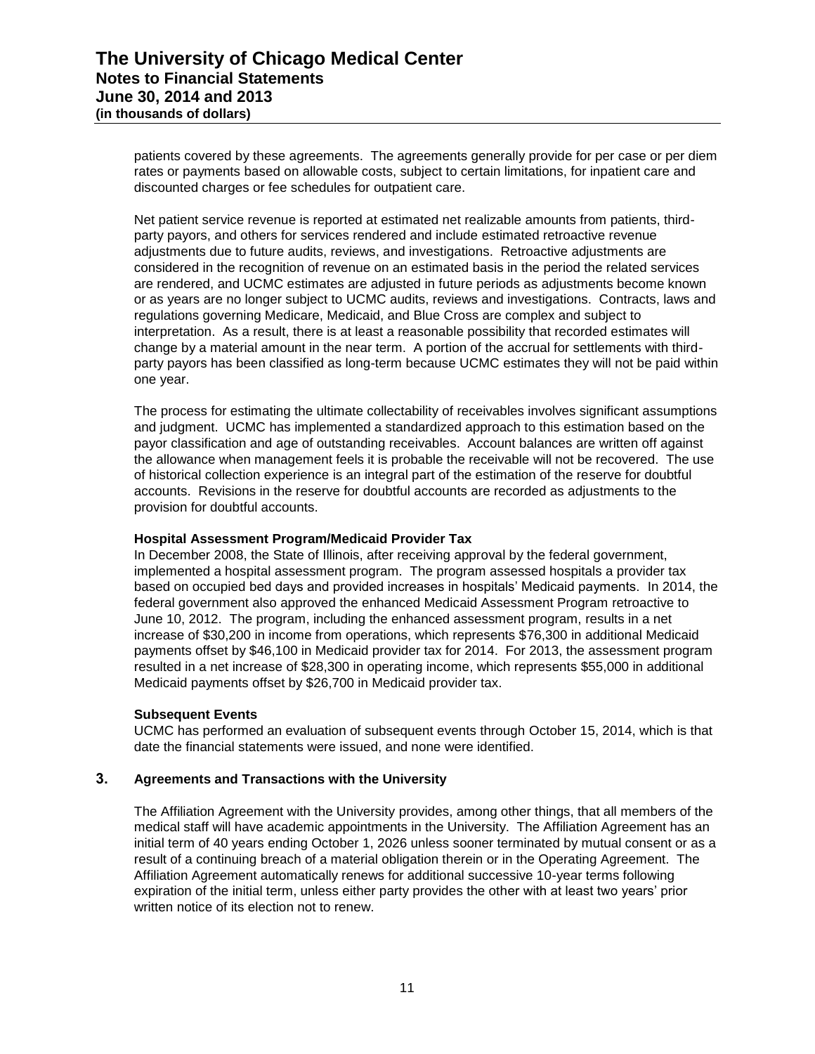patients covered by these agreements. The agreements generally provide for per case or per diem rates or payments based on allowable costs, subject to certain limitations, for inpatient care and discounted charges or fee schedules for outpatient care.

Net patient service revenue is reported at estimated net realizable amounts from patients, third-party payors, and others for services rendered and include estimated retroactive revenue adjustments due to future audits, reviews, and investigations. Retroactive adjustments are considered in the recognition of revenue on an estimated basis in the period the related services are rendered, and UCMC estimates are adjusted in future periods as adjustments become known or as years are no longer subject to UCMC audits, reviews and investigations. Contracts, laws and regulations governing Medicare, Medicaid, and Blue Cross are complex and subject to interpretation. As a result, there is at least a reasonable possibility that recorded estimates will change by a material amount in the near term. A portion of the accrual for settlements with third-party payors has been classified as long-term because UCMC estimates they will not be paid within one year.

The process for estimating the ultimate collectability of receivables involves significant assumptions and judgment. UCMC has implemented a standardized approach to this estimation based on the payor classification and age of outstanding receivables. Account balances are written off against the allowance when management feels it is probable the receivable will not be recovered. The use of historical collection experience is an integral part of the estimation of the reserve for doubtful accounts. Revisions in the reserve for doubtful accounts are recorded as adjustments to the provision for doubtful accounts.

**Hospital Assessment Program/Medicaid Provider Tax**

In December 2008, the State of Illinois, after receiving approval by the federal government, implemented a hospital assessment program. The program assessed hospitals a provider tax based on occupied bed days and provided increases in hospitals' Medicaid payments. In 2014, the federal government also approved the enhanced Medicaid Assessment Program retroactive to June 10, 2012. The program, including the enhanced assessment program, results in a net increase of $30,200 in income from operations, which represents $76,300 in additional Medicaid payments offset by $46,100 in Medicaid provider tax for 2014. For 2013, the assessment program resulted in a net increase of $28,300 in operating income, which represents $55,000 in additional Medicaid payments offset by $26,700 in Medicaid provider tax.

**Subsequent Events**

UCMC has performed an evaluation of subsequent events through October 15, 2014, which is that date the financial statements were issued, and none were identified.

## 3. Agreements and Transactions with the University

The Affiliation Agreement with the University provides, among other things, that all members of the medical staff will have academic appointments in the University. The Affiliation Agreement has an initial term of 40 years ending October 1, 2026 unless sooner terminated by mutual consent or as a result of a continuing breach of a material obligation therein or in the Operating Agreement. The Affiliation Agreement automatically renews for additional successive 10-year terms following expiration of the initial term, unless either party provides the other with at least two years' prior written notice of its election not to renew.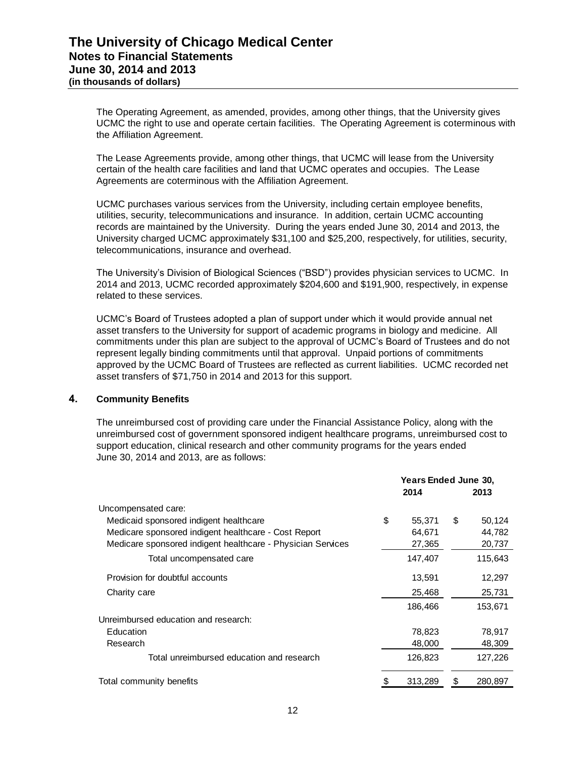The Operating Agreement, as amended, provides, among other things, that the University gives UCMC the right to use and operate certain facilities. The Operating Agreement is coterminous with the Affiliation Agreement.

The Lease Agreements provide, among other things, that UCMC will lease from the University certain of the health care facilities and land that UCMC operates and occupies. The Lease Agreements are coterminous with the Affiliation Agreement.

UCMC purchases various services from the University, including certain employee benefits, utilities, security, telecommunications and insurance. In addition, certain UCMC accounting records are maintained by the University. During the years ended June 30, 2014 and 2013, the University charged UCMC approximately $31,100 and $25,200, respectively, for utilities, security, telecommunications, insurance and overhead.

The University's Division of Biological Sciences ("BSD") provides physician services to UCMC. In 2014 and 2013, UCMC recorded approximately $204,600 and $191,900, respectively, in expense related to these services.

UCMC's Board of Trustees adopted a plan of support under which it would provide annual net asset transfers to the University for support of academic programs in biology and medicine. All commitments under this plan are subject to the approval of UCMC's Board of Trustees and do not represent legally binding commitments until that approval. Unpaid portions of commitments approved by the UCMC Board of Trustees are reflected as current liabilities. UCMC recorded net asset transfers of $71,750 in 2014 and 2013 for this support.

## 4. Community Benefits

The unreimbursed cost of providing care under the Financial Assistance Policy, along with the unreimbursed cost of government sponsored indigent healthcare programs, unreimbursed cost to support education, clinical research and other community programs for the years ended June 30, 2014 and 2013, are as follows:

| | Years Ended June 30, | |
|---|---|---|
| | 2014 | 2013 |
| Uncompensated care: | | |
| Medicaid sponsored indigent healthcare | $ 55,371 | $ 50,124 |
| Medicare sponsored indigent healthcare - Cost Report | 64,671 | 44,782 |
| Medicare sponsored indigent healthcare - Physician Services | 27,365 | 20,737 |
| Total uncompensated care | 147,407 | 115,643 |
| Provision for doubtful accounts | 13,591 | 12,297 |
| Charity care | 25,468 | 25,731 |
| | 186,466 | 153,671 |
| Unreimbursed education and research: | | |
| Education | 78,823 | 78,917 |
| Research | 48,000 | 48,309 |
| Total unreimbursed education and research | 126,823 | 127,226 |
| Total community benefits | $ 313,289 | $ 280,897 |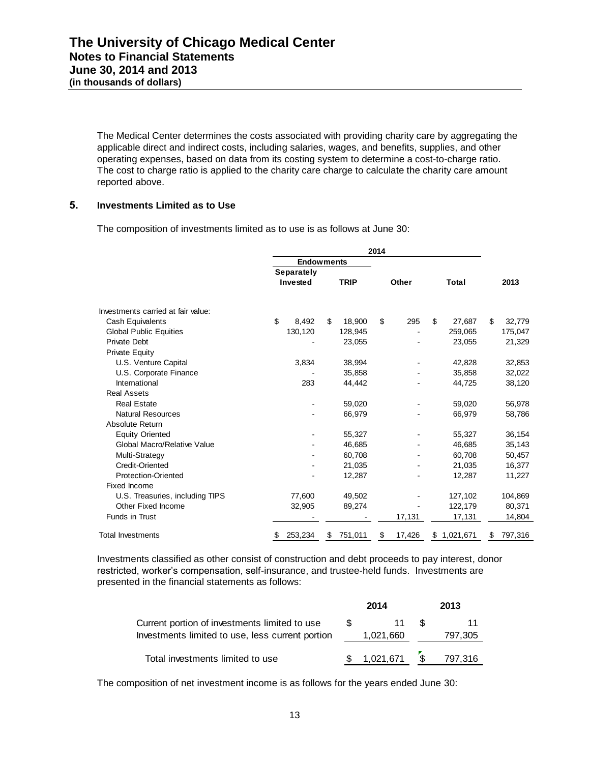The Medical Center determines the costs associated with providing charity care by aggregating the applicable direct and indirect costs, including salaries, wages, and benefits, supplies, and other operating expenses, based on data from its costing system to determine a cost-to-charge ratio. The cost to charge ratio is applied to the charity care charge to calculate the charity care amount reported above.

## 5. Investments Limited as to Use

The composition of investments limited as to use is as follows at June 30:

| | 2014 | | | | |
|---|---|---|---|---|---|
| | Endowments | | | | |
| | Separately Invested | TRIP | Other | Total | 2013 |
| Investments carried at fair value: | | | | | |
| Cash Equivalents | $ 8,492 | $ 18,900 | $ 295 | $ 27,687 | $ 32,779 |
| Global Public Equities | 130,120 | 128,945 | - | 259,065 | 175,047 |
| Private Debt | - | 23,055 | - | 23,055 | 21,329 |
| Private Equity | | | | | |
| U.S. Venture Capital | 3,834 | 38,994 | - | 42,828 | 32,853 |
| U.S. Corporate Finance | - | 35,858 | - | 35,858 | 32,022 |
| International | 283 | 44,442 | - | 44,725 | 38,120 |
| Real Assets | | | | | |
| Real Estate | - | 59,020 | - | 59,020 | 56,978 |
| Natural Resources | - | 66,979 | - | 66,979 | 58,786 |
| Absolute Return | | | | | |
| Equity Oriented | - | 55,327 | - | 55,327 | 36,154 |
| Global Macro/Relative Value | - | 46,685 | - | 46,685 | 35,143 |
| Multi-Strategy | - | 60,708 | - | 60,708 | 50,457 |
| Credit-Oriented | - | 21,035 | - | 21,035 | 16,377 |
| Protection-Oriented | - | 12,287 | - | 12,287 | 11,227 |
| Fixed Income | | | | | |
| U.S. Treasuries, including TIPS | 77,600 | 49,502 | - | 127,102 | 104,869 |
| Other Fixed Income | 32,905 | 89,274 | - | 122,179 | 80,371 |
| Funds in Trust | - | - | 17,131 | 17,131 | 14,804 |
| Total Investments | $ 253,234 | $ 751,011 | $ 17,426 | $ 1,021,671 | $ 797,316 |

Investments classified as other consist of construction and debt proceeds to pay interest, donor restricted, worker's compensation, self-insurance, and trustee-held funds. Investments are presented in the financial statements as follows:

| | 2014 | 2013 |
|---|---|---|
| Current portion of investments limited to use | $ 11 | $ 11 |
| Investments limited to use, less current portion | 1,021,660 | 797,305 |
| Total investments limited to use | $ 1,021,671 | $ 797,316 |

The composition of net investment income is as follows for the years ended June 30: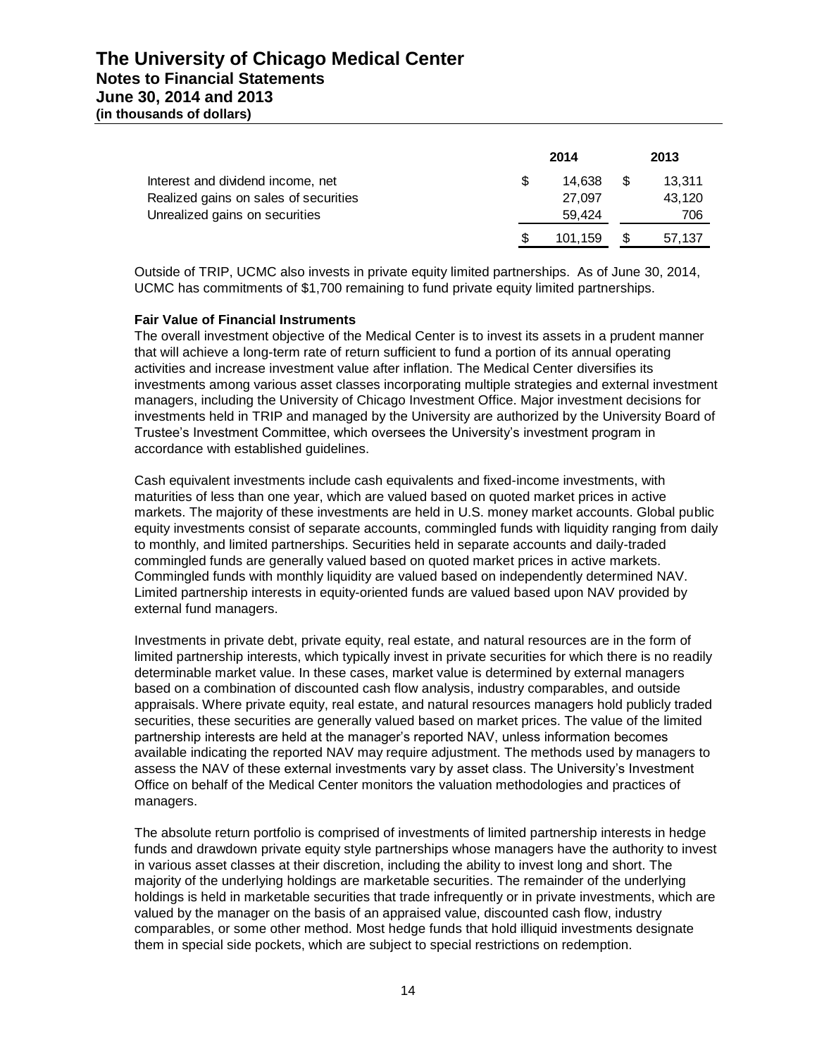|  | 2014 | 2013 |
|---|---|---|
| Interest and dividend income, net | $ 14,638 | $ 13,311 |
| Realized gains on sales of securities | 27,097 | 43,120 |
| Unrealized gains on securities | 59,424 | 706 |
|  | $ 101,159 | $ 57,137 |

Outside of TRIP, UCMC also invests in private equity limited partnerships. As of June 30, 2014, UCMC has commitments of $1,700 remaining to fund private equity limited partnerships.

**Fair Value of Financial Instruments**

The overall investment objective of the Medical Center is to invest its assets in a prudent manner that will achieve a long-term rate of return sufficient to fund a portion of its annual operating activities and increase investment value after inflation. The Medical Center diversifies its investments among various asset classes incorporating multiple strategies and external investment managers, including the University of Chicago Investment Office. Major investment decisions for investments held in TRIP and managed by the University are authorized by the University Board of Trustee's Investment Committee, which oversees the University's investment program in accordance with established guidelines.

Cash equivalent investments include cash equivalents and fixed-income investments, with maturities of less than one year, which are valued based on quoted market prices in active markets. The majority of these investments are held in U.S. money market accounts. Global public equity investments consist of separate accounts, commingled funds with liquidity ranging from daily to monthly, and limited partnerships. Securities held in separate accounts and daily-traded commingled funds are generally valued based on quoted market prices in active markets. Commingled funds with monthly liquidity are valued based on independently determined NAV. Limited partnership interests in equity-oriented funds are valued based upon NAV provided by external fund managers.

Investments in private debt, private equity, real estate, and natural resources are in the form of limited partnership interests, which typically invest in private securities for which there is no readily determinable market value. In these cases, market value is determined by external managers based on a combination of discounted cash flow analysis, industry comparables, and outside appraisals. Where private equity, real estate, and natural resources managers hold publicly traded securities, these securities are generally valued based on market prices. The value of the limited partnership interests are held at the manager's reported NAV, unless information becomes available indicating the reported NAV may require adjustment. The methods used by managers to assess the NAV of these external investments vary by asset class. The University's Investment Office on behalf of the Medical Center monitors the valuation methodologies and practices of managers.

The absolute return portfolio is comprised of investments of limited partnership interests in hedge funds and drawdown private equity style partnerships whose managers have the authority to invest in various asset classes at their discretion, including the ability to invest long and short. The majority of the underlying holdings are marketable securities. The remainder of the underlying holdings is held in marketable securities that trade infrequently or in private investments, which are valued by the manager on the basis of an appraised value, discounted cash flow, industry comparables, or some other method. Most hedge funds that hold illiquid investments designate them in special side pockets, which are subject to special restrictions on redemption.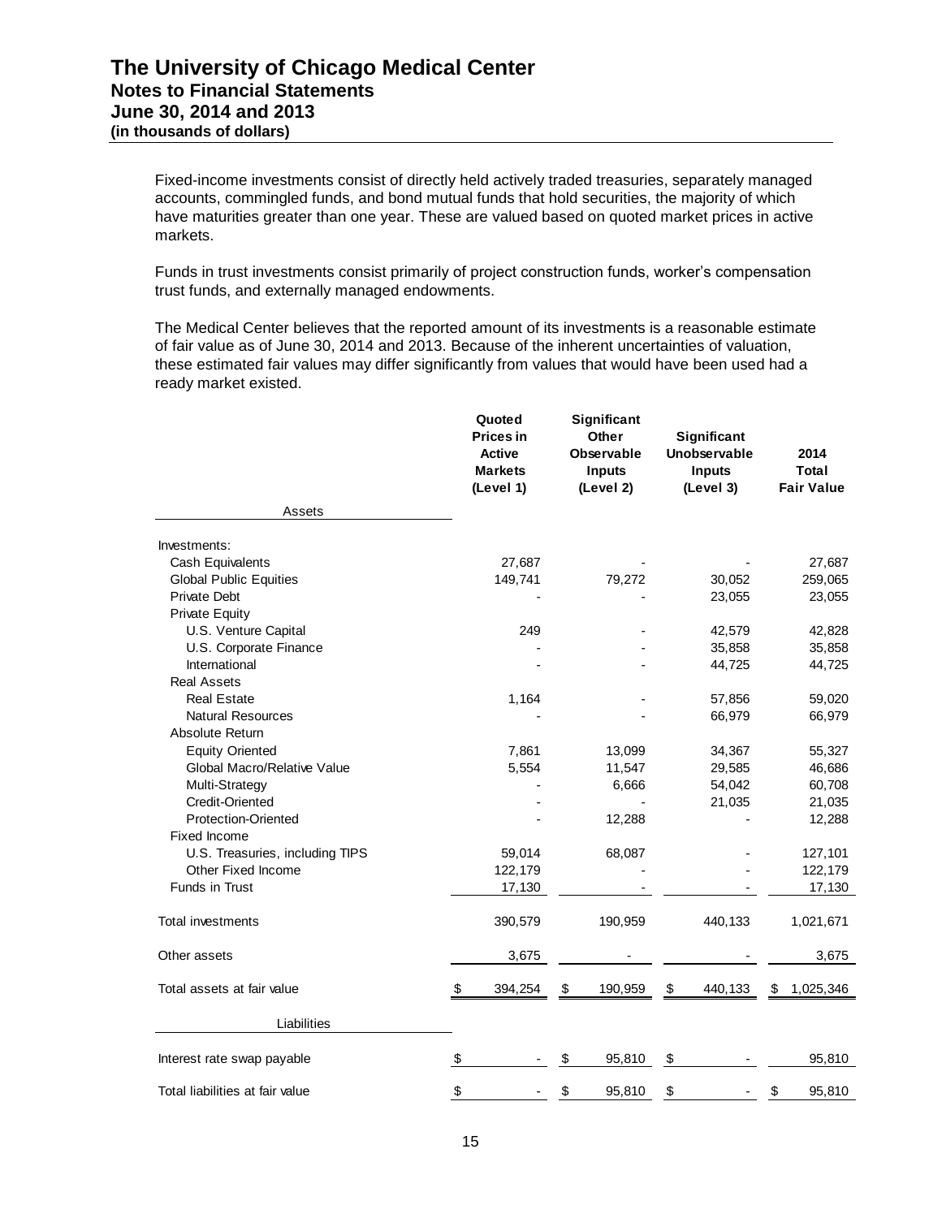Fixed-income investments consist of directly held actively traded treasuries, separately managed accounts, commingled funds, and bond mutual funds that hold securities, the majority of which have maturities greater than one year. These are valued based on quoted market prices in active markets.

Funds in trust investments consist primarily of project construction funds, worker's compensation trust funds, and externally managed endowments.

The Medical Center believes that the reported amount of its investments is a reasonable estimate of fair value as of June 30, 2014 and 2013. Because of the inherent uncertainties of valuation, these estimated fair values may differ significantly from values that would have been used had a ready market existed.

| | Quoted Prices in Active Markets (Level 1) | Significant Other Observable Inputs (Level 2) | Significant Unobservable Inputs (Level 3) | 2014 Total Fair Value |
|---|---|---|---|---|
| **Assets** | | | | |
| Investments: | | | | |
| Cash Equivalents | 27,687 | - | - | 27,687 |
| Global Public Equities | 149,741 | 79,272 | 30,052 | 259,065 |
| Private Debt | - | - | 23,055 | 23,055 |
| Private Equity | | | | |
| U.S. Venture Capital | 249 | - | 42,579 | 42,828 |
| U.S. Corporate Finance | - | - | 35,858 | 35,858 |
| International | - | - | 44,725 | 44,725 |
| Real Assets | | | | |
| Real Estate | 1,164 | - | 57,856 | 59,020 |
| Natural Resources | - | - | 66,979 | 66,979 |
| Absolute Return | | | | |
| Equity Oriented | 7,861 | 13,099 | 34,367 | 55,327 |
| Global Macro/Relative Value | 5,554 | 11,547 | 29,585 | 46,686 |
| Multi-Strategy | - | 6,666 | 54,042 | 60,708 |
| Credit-Oriented | - | - | 21,035 | 21,035 |
| Protection-Oriented | - | 12,288 | - | 12,288 |
| Fixed Income | | | | |
| U.S. Treasuries, including TIPS | 59,014 | 68,087 | - | 127,101 |
| Other Fixed Income | 122,179 | - | - | 122,179 |
| Funds in Trust | 17,130 | - | - | 17,130 |
| Total investments | 390,579 | 190,959 | 440,133 | 1,021,671 |
| Other assets | 3,675 | - | - | 3,675 |
| Total assets at fair value | $ 394,254 | $ 190,959 | $ 440,133 | $ 1,025,346 |
| **Liabilities** | | | | |
| Interest rate swap payable | $ - | $ 95,810 | $ - | 95,810 |
| Total liabilities at fair value | $ - | $ 95,810 | $ - | $ 95,810 |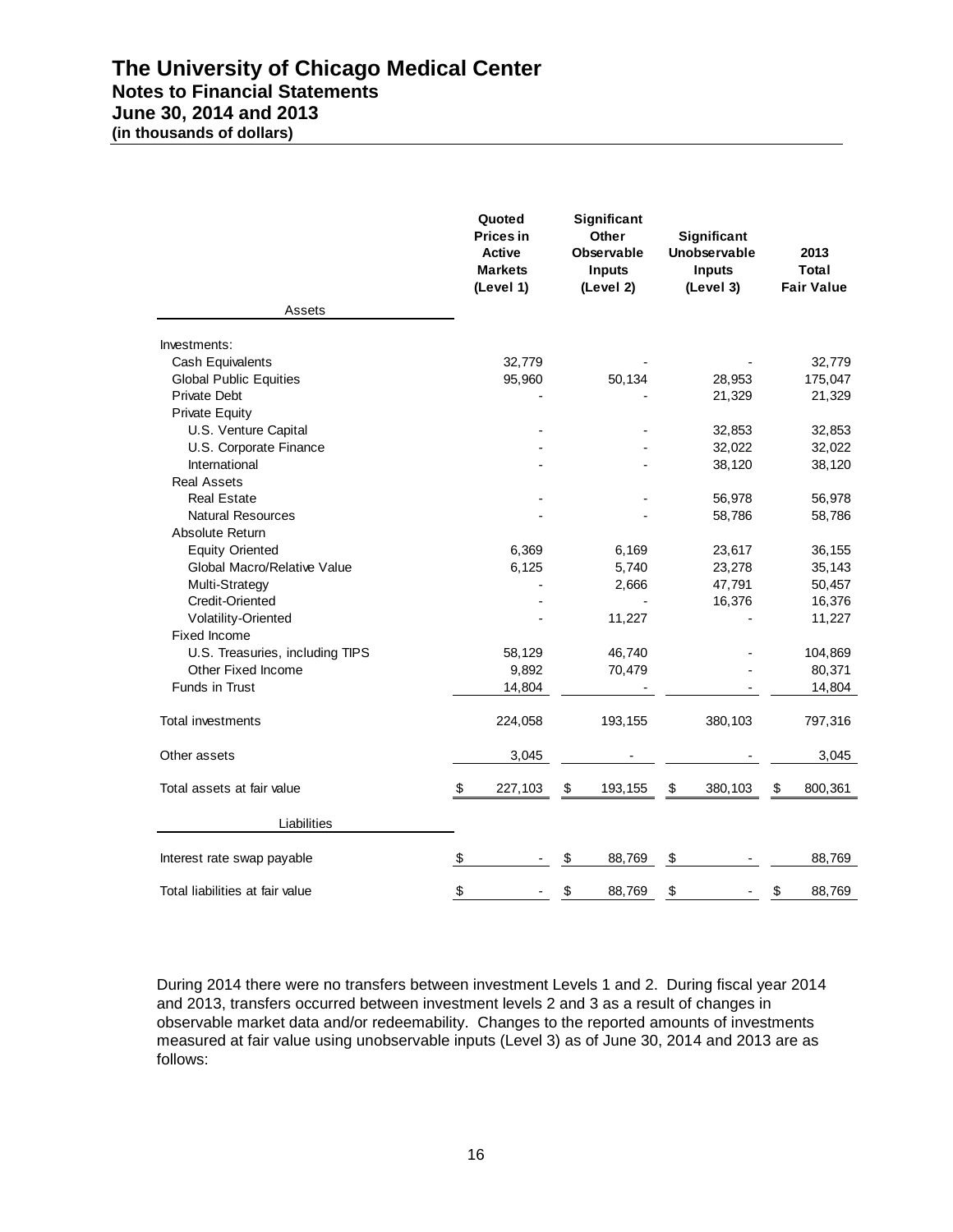# The University of Chicago Medical Center
## Notes to Financial Statements
## June 30, 2014 and 2013
**(in thousands of dollars)**

| Assets | Quoted Prices in Active Markets (Level 1) | Significant Other Observable Inputs (Level 2) | Significant Unobservable Inputs (Level 3) | 2013 Total Fair Value |
|---|---|---|---|---|
| Investments: | | | | |
| Cash Equivalents | 32,779 | - | - | 32,779 |
| Global Public Equities | 95,960 | 50,134 | 28,953 | 175,047 |
| Private Debt | - | - | 21,329 | 21,329 |
| Private Equity | | | | |
| U.S. Venture Capital | - | - | 32,853 | 32,853 |
| U.S. Corporate Finance | - | - | 32,022 | 32,022 |
| International | - | - | 38,120 | 38,120 |
| Real Assets | | | | |
| Real Estate | - | - | 56,978 | 56,978 |
| Natural Resources | - | - | 58,786 | 58,786 |
| Absolute Return | | | | |
| Equity Oriented | 6,369 | 6,169 | 23,617 | 36,155 |
| Global Macro/Relative Value | 6,125 | 5,740 | 23,278 | 35,143 |
| Multi-Strategy | - | 2,666 | 47,791 | 50,457 |
| Credit-Oriented | - | - | 16,376 | 16,376 |
| Volatility-Oriented | - | 11,227 | - | 11,227 |
| Fixed Income | | | | |
| U.S. Treasuries, including TIPS | 58,129 | 46,740 | - | 104,869 |
| Other Fixed Income | 9,892 | 70,479 | - | 80,371 |
| Funds in Trust | 14,804 | - | - | 14,804 |
| Total investments | 224,058 | 193,155 | 380,103 | 797,316 |
| Other assets | 3,045 | - | - | 3,045 |
| Total assets at fair value | $ 227,103 | $ 193,155 | $ 380,103 | $ 800,361 |
| **Liabilities** | | | | |
| Interest rate swap payable | $ - | $ 88,769 | $ - | 88,769 |
| Total liabilities at fair value | $ - | $ 88,769 | $ - | $ 88,769 |

During 2014 there were no transfers between investment Levels 1 and 2. During fiscal year 2014 and 2013, transfers occurred between investment levels 2 and 3 as a result of changes in observable market data and/or redeemability. Changes to the reported amounts of investments measured at fair value using unobservable inputs (Level 3) as of June 30, 2014 and 2013 are as follows: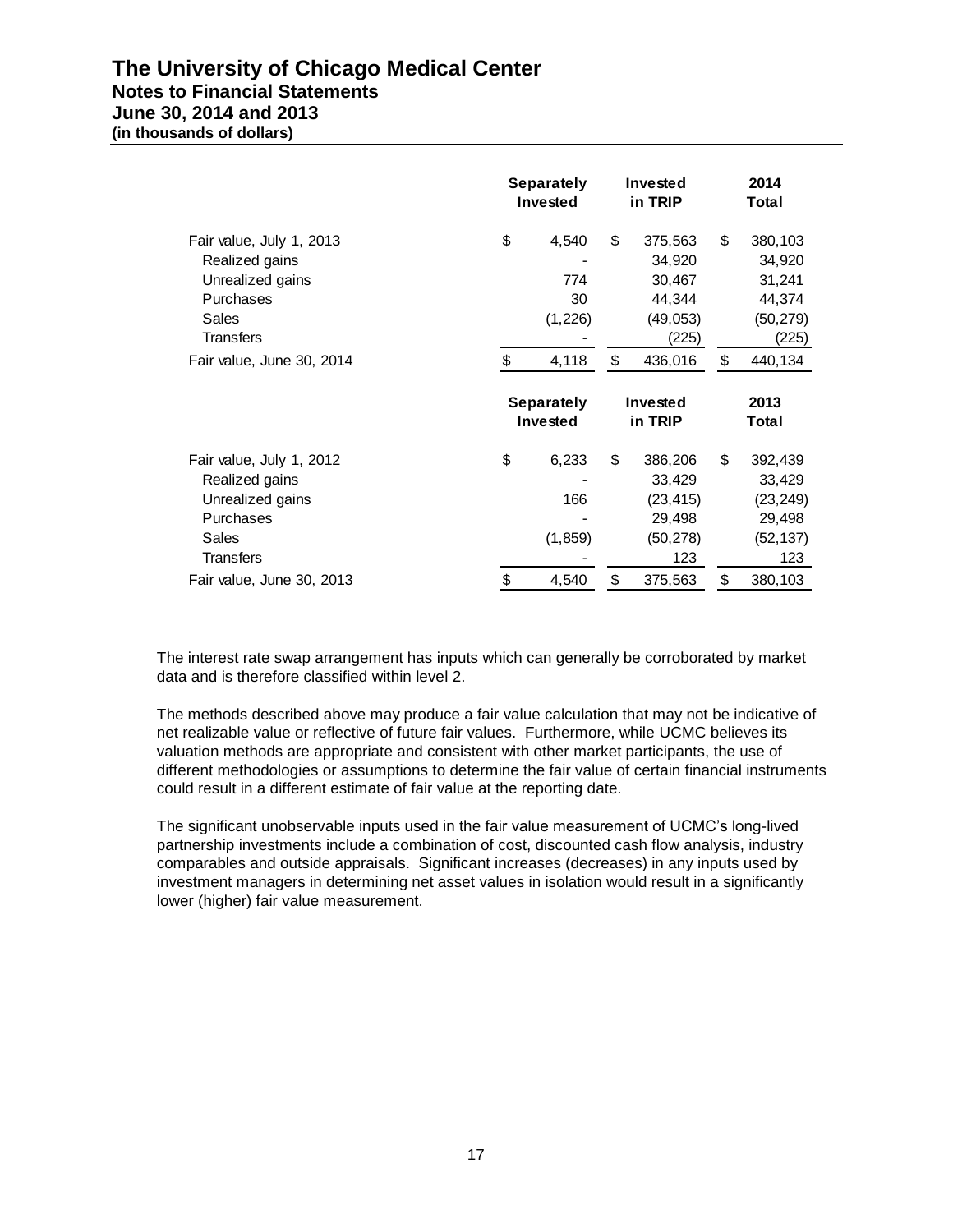|  | Separately Invested | Invested in TRIP | 2014 Total |
|---|---|---|---|
| Fair value, July 1, 2013 | $ 4,540 | $ 375,563 | $ 380,103 |
| Realized gains | - | 34,920 | 34,920 |
| Unrealized gains | 774 | 30,467 | 31,241 |
| Purchases | 30 | 44,344 | 44,374 |
| Sales | (1,226) | (49,053) | (50,279) |
| Transfers | - | (225) | (225) |
| Fair value, June 30, 2014 | $ 4,118 | $ 436,016 | $ 440,134 |

|  | Separately Invested | Invested in TRIP | 2013 Total |
|---|---|---|---|
| Fair value, July 1, 2012 | $ 6,233 | $ 386,206 | $ 392,439 |
| Realized gains | - | 33,429 | 33,429 |
| Unrealized gains | 166 | (23,415) | (23,249) |
| Purchases | - | 29,498 | 29,498 |
| Sales | (1,859) | (50,278) | (52,137) |
| Transfers | - | 123 | 123 |
| Fair value, June 30, 2013 | $ 4,540 | $ 375,563 | $ 380,103 |

The interest rate swap arrangement has inputs which can generally be corroborated by market data and is therefore classified within level 2.

The methods described above may produce a fair value calculation that may not be indicative of net realizable value or reflective of future fair values. Furthermore, while UCMC believes its valuation methods are appropriate and consistent with other market participants, the use of different methodologies or assumptions to determine the fair value of certain financial instruments could result in a different estimate of fair value at the reporting date.

The significant unobservable inputs used in the fair value measurement of UCMC's long-lived partnership investments include a combination of cost, discounted cash flow analysis, industry comparables and outside appraisals. Significant increases (decreases) in any inputs used by investment managers in determining net asset values in isolation would result in a significantly lower (higher) fair value measurement.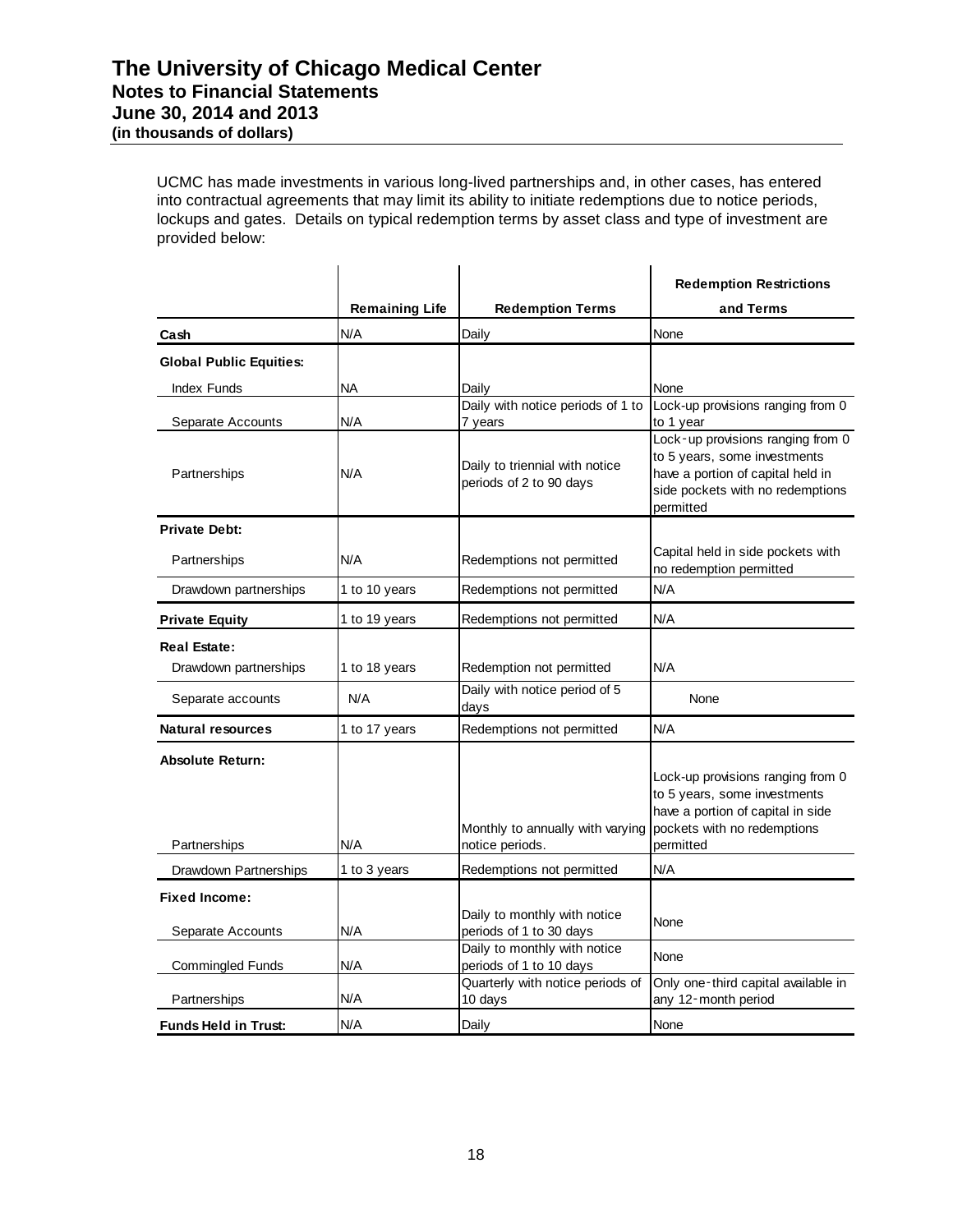# The University of Chicago Medical Center
## Notes to Financial Statements
## June 30, 2014 and 2013
**(in thousands of dollars)**

UCMC has made investments in various long-lived partnerships and, in other cases, has entered into contractual agreements that may limit its ability to initiate redemptions due to notice periods, lockups and gates. Details on typical redemption terms by asset class and type of investment are provided below:

| | Remaining Life | Redemption Terms | Redemption Restrictions and Terms |
|---|---|---|---|
| **Cash** | N/A | Daily | None |
| **Global Public Equities:** | | | |
| Index Funds | NA | Daily | None |
| Separate Accounts | N/A | Daily with notice periods of 1 to 7 years | Lock-up provisions ranging from 0 to 1 year |
| Partnerships | N/A | Daily to triennial with notice periods of 2 to 90 days | Lock-up provisions ranging from 0 to 5 years, some investments have a portion of capital held in side pockets with no redemptions permitted |
| **Private Debt:** | | | |
| Partnerships | N/A | Redemptions not permitted | Capital held in side pockets with no redemption permitted |
| Drawdown partnerships | 1 to 10 years | Redemptions not permitted | N/A |
| **Private Equity** | 1 to 19 years | Redemptions not permitted | N/A |
| **Real Estate:** | | | |
| Drawdown partnerships | 1 to 18 years | Redemption not permitted | N/A |
| Separate accounts | N/A | Daily with notice period of 5 days | None |
| **Natural resources** | 1 to 17 years | Redemptions not permitted | N/A |
| **Absolute Return:** | | | |
| Partnerships | N/A | Monthly to annually with varying notice periods. | Lock-up provisions ranging from 0 to 5 years, some investments have a portion of capital in side pockets with no redemptions permitted |
| Drawdown Partnerships | 1 to 3 years | Redemptions not permitted | N/A |
| **Fixed Income:** | | | |
| Separate Accounts | N/A | Daily to monthly with notice periods of 1 to 30 days | None |
| Commingled Funds | N/A | Daily to monthly with notice periods of 1 to 10 days | None |
| Partnerships | N/A | Quarterly with notice periods of 10 days | Only one-third capital available in any 12-month period |
| **Funds Held in Trust:** | N/A | Daily | None |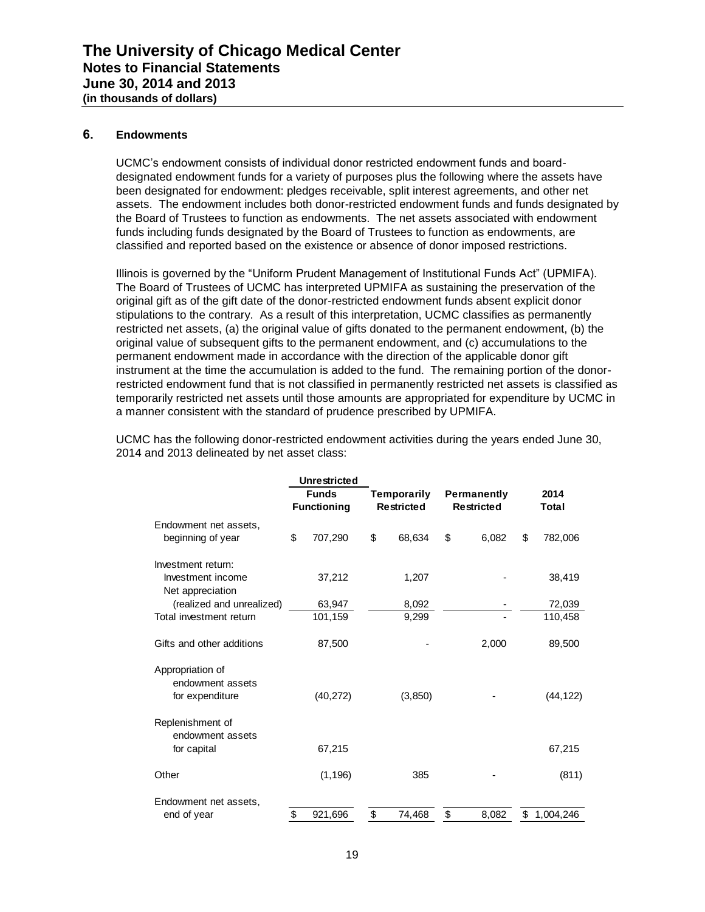## 6. Endowments

UCMC's endowment consists of individual donor restricted endowment funds and board-designated endowment funds for a variety of purposes plus the following where the assets have been designated for endowment: pledges receivable, split interest agreements, and other net assets. The endowment includes both donor-restricted endowment funds and funds designated by the Board of Trustees to function as endowments. The net assets associated with endowment funds including funds designated by the Board of Trustees to function as endowments, are classified and reported based on the existence or absence of donor imposed restrictions.

Illinois is governed by the "Uniform Prudent Management of Institutional Funds Act" (UPMIFA). The Board of Trustees of UCMC has interpreted UPMIFA as sustaining the preservation of the original gift as of the gift date of the donor-restricted endowment funds absent explicit donor stipulations to the contrary. As a result of this interpretation, UCMC classifies as permanently restricted net assets, (a) the original value of gifts donated to the permanent endowment, (b) the original value of subsequent gifts to the permanent endowment, and (c) accumulations to the permanent endowment made in accordance with the direction of the applicable donor gift instrument at the time the accumulation is added to the fund. The remaining portion of the donor-restricted endowment fund that is not classified in permanently restricted net assets is classified as temporarily restricted net assets until those amounts are appropriated for expenditure by UCMC in a manner consistent with the standard of prudence prescribed by UPMIFA.

UCMC has the following donor-restricted endowment activities during the years ended June 30, 2014 and 2013 delineated by net asset class:

| | Unrestricted Funds Functioning | Temporarily Restricted | Permanently Restricted | 2014 Total |
|---|---|---|---|---|
| Endowment net assets, beginning of year | $ 707,290 | $ 68,634 | $ 6,082 | $ 782,006 |
| Investment return: | | | | |
| Investment income | 37,212 | 1,207 | - | 38,419 |
| Net appreciation (realized and unrealized) | 63,947 | 8,092 | - | 72,039 |
| Total investment return | 101,159 | 9,299 | - | 110,458 |
| Gifts and other additions | 87,500 | - | 2,000 | 89,500 |
| Appropriation of endowment assets for expenditure | (40,272) | (3,850) | - | (44,122) |
| Replenishment of endowment assets for capital | 67,215 | | | 67,215 |
| Other | (1,196) | 385 | - | (811) |
| Endowment net assets, end of year | $ 921,696 | $ 74,468 | $ 8,082 | $ 1,004,246 |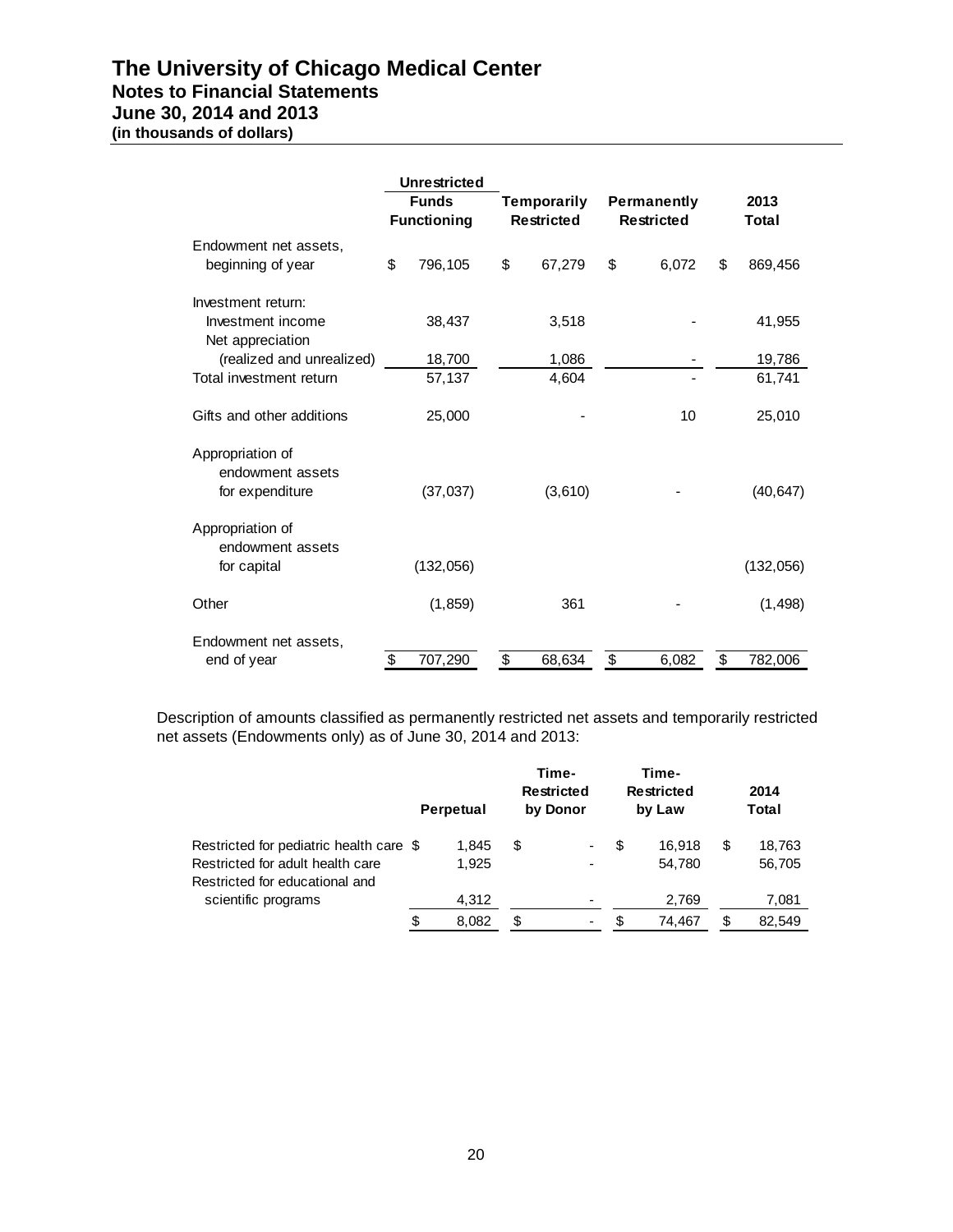# The University of Chicago Medical Center
## Notes to Financial Statements
## June 30, 2014 and 2013
## (in thousands of dollars)

| | Unrestricted Funds Functioning | Temporarily Restricted | Permanently Restricted | 2013 Total |
|---|---|---|---|---|
| Endowment net assets, beginning of year | $ 796,105 | $ 67,279 | $ 6,072 | $ 869,456 |
| Investment return: | | | | |
| Investment income | 38,437 | 3,518 | - | 41,955 |
| Net appreciation (realized and unrealized) | 18,700 | 1,086 | - | 19,786 |
| Total investment return | 57,137 | 4,604 | - | 61,741 |
| Gifts and other additions | 25,000 | - | 10 | 25,010 |
| Appropriation of endowment assets for expenditure | (37,037) | (3,610) | - | (40,647) |
| Appropriation of endowment assets for capital | (132,056) | | | (132,056) |
| Other | (1,859) | 361 | - | (1,498) |
| Endowment net assets, end of year | $ 707,290 | $ 68,634 | $ 6,082 | $ 782,006 |

Description of amounts classified as permanently restricted net assets and temporarily restricted net assets (Endowments only) as of June 30, 2014 and 2013:

| | Perpetual | Time-Restricted by Donor | Time-Restricted by Law | 2014 Total |
|---|---|---|---|---|
| Restricted for pediatric health care | $ 1,845 | $ - | $ 16,918 | $ 18,763 |
| Restricted for adult health care | 1,925 | - | 54,780 | 56,705 |
| Restricted for educational and scientific programs | 4,312 | - | 2,769 | 7,081 |
| | $ 8,082 | $ - | $ 74,467 | $ 82,549 |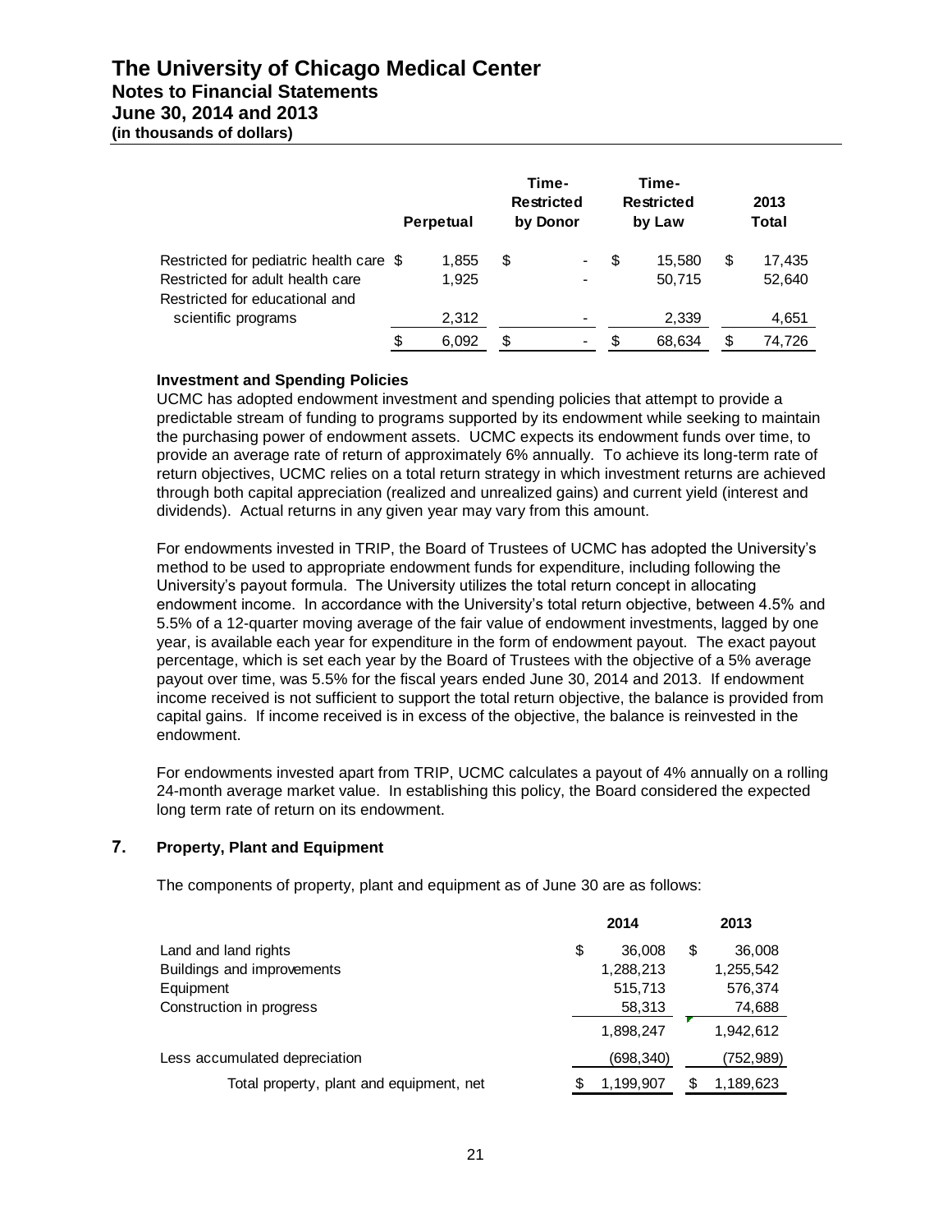|  | Perpetual | Time-Restricted by Donor | Time-Restricted by Law | 2013 Total |
|---|---|---|---|---|
| Restricted for pediatric health care | $ 1,855 | $ - | $ 15,580 | $ 17,435 |
| Restricted for adult health care | 1,925 | - | 50,715 | 52,640 |
| Restricted for educational and scientific programs | 2,312 | - | 2,339 | 4,651 |
|  | $ 6,092 | $ - | $ 68,634 | $ 74,726 |

**Investment and Spending Policies**

UCMC has adopted endowment investment and spending policies that attempt to provide a predictable stream of funding to programs supported by its endowment while seeking to maintain the purchasing power of endowment assets. UCMC expects its endowment funds over time, to provide an average rate of return of approximately 6% annually. To achieve its long-term rate of return objectives, UCMC relies on a total return strategy in which investment returns are achieved through both capital appreciation (realized and unrealized gains) and current yield (interest and dividends). Actual returns in any given year may vary from this amount.

For endowments invested in TRIP, the Board of Trustees of UCMC has adopted the University's method to be used to appropriate endowment funds for expenditure, including following the University's payout formula. The University utilizes the total return concept in allocating endowment income. In accordance with the University's total return objective, between 4.5% and 5.5% of a 12-quarter moving average of the fair value of endowment investments, lagged by one year, is available each year for expenditure in the form of endowment payout. The exact payout percentage, which is set each year by the Board of Trustees with the objective of a 5% average payout over time, was 5.5% for the fiscal years ended June 30, 2014 and 2013. If endowment income received is not sufficient to support the total return objective, the balance is provided from capital gains. If income received is in excess of the objective, the balance is reinvested in the endowment.

For endowments invested apart from TRIP, UCMC calculates a payout of 4% annually on a rolling 24-month average market value. In establishing this policy, the Board considered the expected long term rate of return on its endowment.

## 7. Property, Plant and Equipment

The components of property, plant and equipment as of June 30 are as follows:

|  | 2014 | 2013 |
|---|---|---|
| Land and land rights | $ 36,008 | $ 36,008 |
| Buildings and improvements | 1,288,213 | 1,255,542 |
| Equipment | 515,713 | 576,374 |
| Construction in progress | 58,313 | 74,688 |
|  | 1,898,247 | 1,942,612 |
| Less accumulated depreciation | (698,340) | (752,989) |
| Total property, plant and equipment, net | $ 1,199,907 | $ 1,189,623 |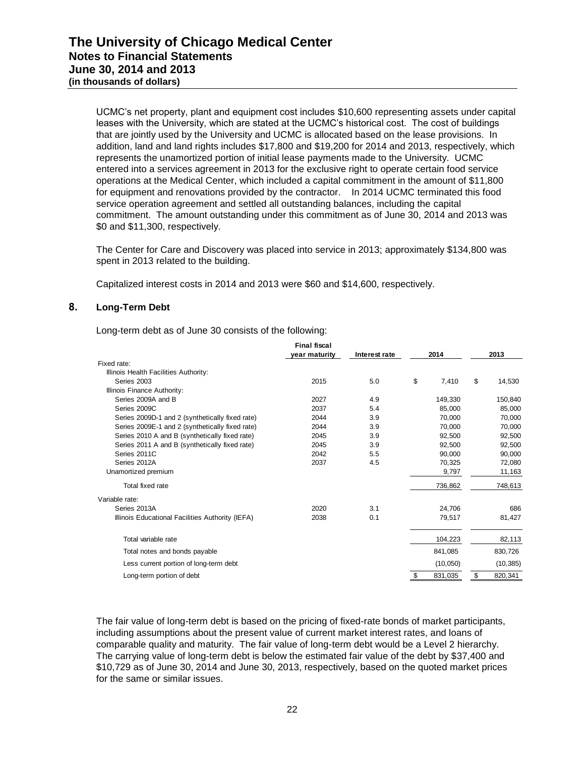UCMC's net property, plant and equipment cost includes \$10,600 representing assets under capital leases with the University, which are stated at the UCMC's historical cost. The cost of buildings that are jointly used by the University and UCMC is allocated based on the lease provisions. In addition, land and land rights includes \$17,800 and \$19,200 for 2014 and 2013, respectively, which represents the unamortized portion of initial lease payments made to the University. UCMC entered into a services agreement in 2013 for the exclusive right to operate certain food service operations at the Medical Center, which included a capital commitment in the amount of \$11,800 for equipment and renovations provided by the contractor. In 2014 UCMC terminated this food service operation agreement and settled all outstanding balances, including the capital commitment. The amount outstanding under this commitment as of June 30, 2014 and 2013 was \$0 and \$11,300, respectively.

The Center for Care and Discovery was placed into service in 2013; approximately \$134,800 was spent in 2013 related to the building.

Capitalized interest costs in 2014 and 2013 were \$60 and \$14,600, respectively.

## 8. Long-Term Debt

Long-term debt as of June 30 consists of the following:

| | Final fiscal year maturity | Interest rate | 2014 | 2013 |
|---|---|---|---|---|
| Fixed rate: | | | | |
| Illinois Health Facilities Authority: | | | | |
| Series 2003 | 2015 | 5.0 | \$ 7,410 | \$ 14,530 |
| Illinois Finance Authority: | | | | |
| Series 2009A and B | 2027 | 4.9 | 149,330 | 150,840 |
| Series 2009C | 2037 | 5.4 | 85,000 | 85,000 |
| Series 2009D-1 and 2 (synthetically fixed rate) | 2044 | 3.9 | 70,000 | 70,000 |
| Series 2009E-1 and 2 (synthetically fixed rate) | 2044 | 3.9 | 70,000 | 70,000 |
| Series 2010 A and B (synthetically fixed rate) | 2045 | 3.9 | 92,500 | 92,500 |
| Series 2011 A and B (synthetically fixed rate) | 2045 | 3.9 | 92,500 | 92,500 |
| Series 2011C | 2042 | 5.5 | 90,000 | 90,000 |
| Series 2012A | 2037 | 4.5 | 70,325 | 72,080 |
| Unamortized premium | | | 9,797 | 11,163 |
| Total fixed rate | | | 736,862 | 748,613 |
| Variable rate: | | | | |
| Series 2013A | 2020 | 3.1 | 24,706 | 686 |
| Illinois Educational Facilities Authority (IEFA) | 2038 | 0.1 | 79,517 | 81,427 |
| Total variable rate | | | 104,223 | 82,113 |
| Total notes and bonds payable | | | 841,085 | 830,726 |
| Less current portion of long-term debt | | | (10,050) | (10,385) |
| Long-term portion of debt | | | \$ 831,035 | \$ 820,341 |

The fair value of long-term debt is based on the pricing of fixed-rate bonds of market participants, including assumptions about the present value of current market interest rates, and loans of comparable quality and maturity. The fair value of long-term debt would be a Level 2 hierarchy. The carrying value of long-term debt is below the estimated fair value of the debt by \$37,400 and \$10,729 as of June 30, 2014 and June 30, 2013, respectively, based on the quoted market prices for the same or similar issues.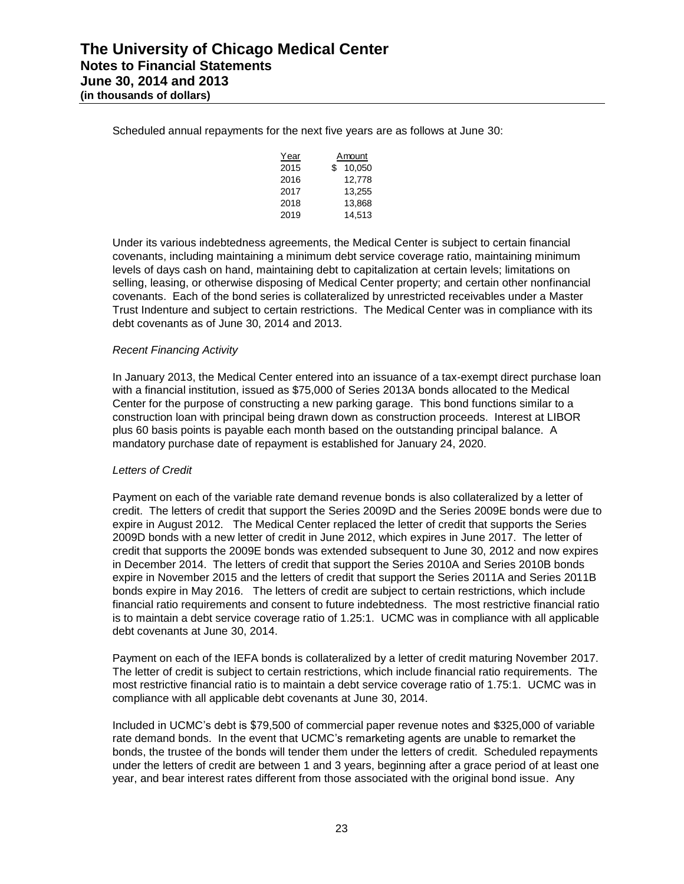Scheduled annual repayments for the next five years are as follows at June 30:

| Year | Amount |
|---|---|
| 2015 | $ 10,050 |
| 2016 | 12,778 |
| 2017 | 13,255 |
| 2018 | 13,868 |
| 2019 | 14,513 |

Under its various indebtedness agreements, the Medical Center is subject to certain financial covenants, including maintaining a minimum debt service coverage ratio, maintaining minimum levels of days cash on hand, maintaining debt to capitalization at certain levels; limitations on selling, leasing, or otherwise disposing of Medical Center property; and certain other nonfinancial covenants. Each of the bond series is collateralized by unrestricted receivables under a Master Trust Indenture and subject to certain restrictions. The Medical Center was in compliance with its debt covenants as of June 30, 2014 and 2013.

*Recent Financing Activity*

In January 2013, the Medical Center entered into an issuance of a tax-exempt direct purchase loan with a financial institution, issued as $75,000 of Series 2013A bonds allocated to the Medical Center for the purpose of constructing a new parking garage. This bond functions similar to a construction loan with principal being drawn down as construction proceeds. Interest at LIBOR plus 60 basis points is payable each month based on the outstanding principal balance. A mandatory purchase date of repayment is established for January 24, 2020.

*Letters of Credit*

Payment on each of the variable rate demand revenue bonds is also collateralized by a letter of credit. The letters of credit that support the Series 2009D and the Series 2009E bonds were due to expire in August 2012. The Medical Center replaced the letter of credit that supports the Series 2009D bonds with a new letter of credit in June 2012, which expires in June 2017. The letter of credit that supports the 2009E bonds was extended subsequent to June 30, 2012 and now expires in December 2014. The letters of credit that support the Series 2010A and Series 2010B bonds expire in November 2015 and the letters of credit that support the Series 2011A and Series 2011B bonds expire in May 2016. The letters of credit are subject to certain restrictions, which include financial ratio requirements and consent to future indebtedness. The most restrictive financial ratio is to maintain a debt service coverage ratio of 1.25:1. UCMC was in compliance with all applicable debt covenants at June 30, 2014.

Payment on each of the IEFA bonds is collateralized by a letter of credit maturing November 2017. The letter of credit is subject to certain restrictions, which include financial ratio requirements. The most restrictive financial ratio is to maintain a debt service coverage ratio of 1.75:1. UCMC was in compliance with all applicable debt covenants at June 30, 2014.

Included in UCMC's debt is $79,500 of commercial paper revenue notes and $325,000 of variable rate demand bonds. In the event that UCMC's remarketing agents are unable to remarket the bonds, the trustee of the bonds will tender them under the letters of credit. Scheduled repayments under the letters of credit are between 1 and 3 years, beginning after a grace period of at least one year, and bear interest rates different from those associated with the original bond issue. Any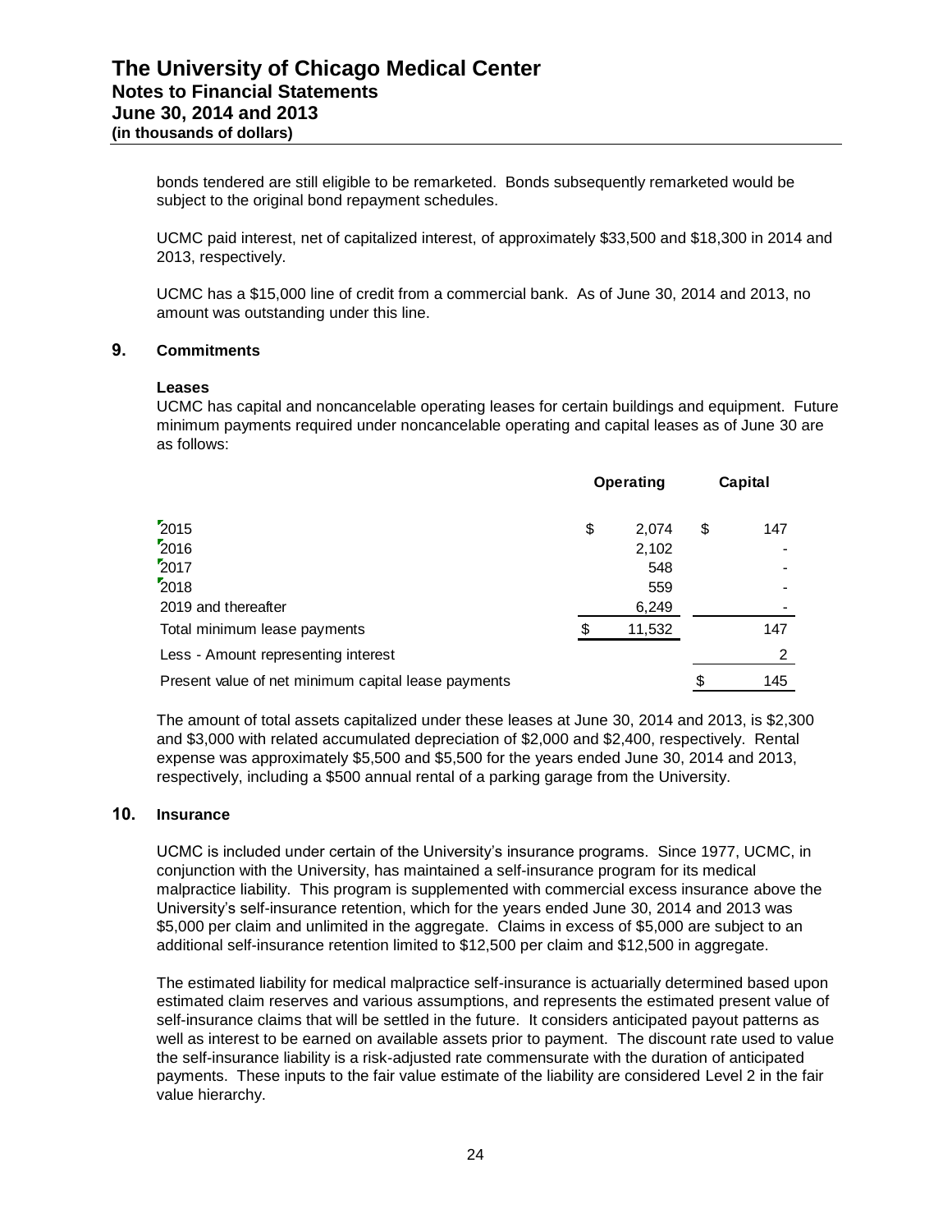bonds tendered are still eligible to be remarketed. Bonds subsequently remarketed would be subject to the original bond repayment schedules.

UCMC paid interest, net of capitalized interest, of approximately $33,500 and $18,300 in 2014 and 2013, respectively.

UCMC has a $15,000 line of credit from a commercial bank. As of June 30, 2014 and 2013, no amount was outstanding under this line.

## 9. Commitments

**Leases**

UCMC has capital and noncancelable operating leases for certain buildings and equipment. Future minimum payments required under noncancelable operating and capital leases as of June 30 are as follows:

| | Operating | Capital |
|---|---|---|
| 2015 | $ 2,074 | $ 147 |
| 2016 | 2,102 | - |
| 2017 | 548 | - |
| 2018 | 559 | - |
| 2019 and thereafter | 6,249 | - |
| Total minimum lease payments | $ 11,532 | 147 |
| Less - Amount representing interest | | 2 |
| Present value of net minimum capital lease payments | | $ 145 |

The amount of total assets capitalized under these leases at June 30, 2014 and 2013, is $2,300 and $3,000 with related accumulated depreciation of $2,000 and $2,400, respectively. Rental expense was approximately $5,500 and $5,500 for the years ended June 30, 2014 and 2013, respectively, including a $500 annual rental of a parking garage from the University.

## 10. Insurance

UCMC is included under certain of the University's insurance programs. Since 1977, UCMC, in conjunction with the University, has maintained a self-insurance program for its medical malpractice liability. This program is supplemented with commercial excess insurance above the University's self-insurance retention, which for the years ended June 30, 2014 and 2013 was $5,000 per claim and unlimited in the aggregate. Claims in excess of $5,000 are subject to an additional self-insurance retention limited to $12,500 per claim and $12,500 in aggregate.

The estimated liability for medical malpractice self-insurance is actuarially determined based upon estimated claim reserves and various assumptions, and represents the estimated present value of self-insurance claims that will be settled in the future. It considers anticipated payout patterns as well as interest to be earned on available assets prior to payment. The discount rate used to value the self-insurance liability is a risk-adjusted rate commensurate with the duration of anticipated payments. These inputs to the fair value estimate of the liability are considered Level 2 in the fair value hierarchy.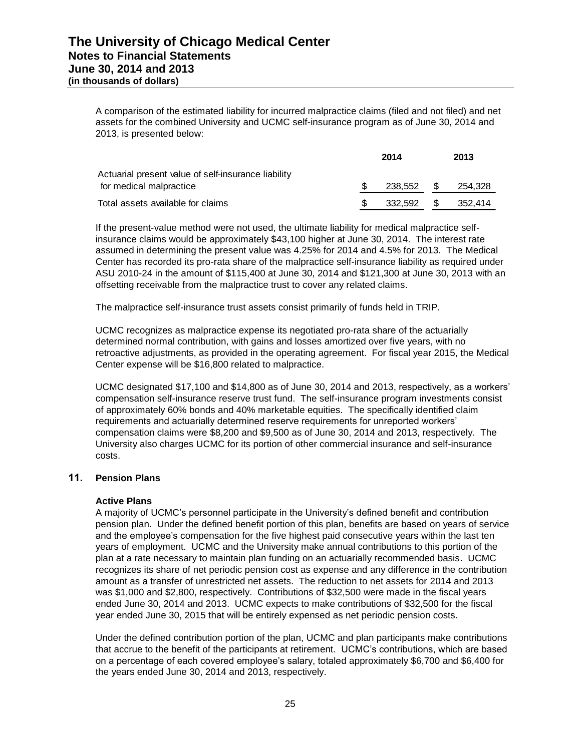A comparison of the estimated liability for incurred malpractice claims (filed and not filed) and net assets for the combined University and UCMC self-insurance program as of June 30, 2014 and 2013, is presented below:

| | 2014 | 2013 |
|---|---|---|
| Actuarial present value of self-insurance liability for medical malpractice | $ 238,552 | $ 254,328 |
| Total assets available for claims | $ 332,592 | $ 352,414 |

If the present-value method were not used, the ultimate liability for medical malpractice self-insurance claims would be approximately $43,100 higher at June 30, 2014. The interest rate assumed in determining the present value was 4.25% for 2014 and 4.5% for 2013. The Medical Center has recorded its pro-rata share of the malpractice self-insurance liability as required under ASU 2010-24 in the amount of $115,400 at June 30, 2014 and $121,300 at June 30, 2013 with an offsetting receivable from the malpractice trust to cover any related claims.

The malpractice self-insurance trust assets consist primarily of funds held in TRIP.

UCMC recognizes as malpractice expense its negotiated pro-rata share of the actuarially determined normal contribution, with gains and losses amortized over five years, with no retroactive adjustments, as provided in the operating agreement. For fiscal year 2015, the Medical Center expense will be $16,800 related to malpractice.

UCMC designated $17,100 and $14,800 as of June 30, 2014 and 2013, respectively, as a workers' compensation self-insurance reserve trust fund. The self-insurance program investments consist of approximately 60% bonds and 40% marketable equities. The specifically identified claim requirements and actuarially determined reserve requirements for unreported workers' compensation claims were $8,200 and $9,500 as of June 30, 2014 and 2013, respectively. The University also charges UCMC for its portion of other commercial insurance and self-insurance costs.

## 11. Pension Plans

### Active Plans

A majority of UCMC's personnel participate in the University's defined benefit and contribution pension plan. Under the defined benefit portion of this plan, benefits are based on years of service and the employee's compensation for the five highest paid consecutive years within the last ten years of employment. UCMC and the University make annual contributions to this portion of the plan at a rate necessary to maintain plan funding on an actuarially recommended basis. UCMC recognizes its share of net periodic pension cost as expense and any difference in the contribution amount as a transfer of unrestricted net assets. The reduction to net assets for 2014 and 2013 was $1,000 and $2,800, respectively. Contributions of $32,500 were made in the fiscal years ended June 30, 2014 and 2013. UCMC expects to make contributions of $32,500 for the fiscal year ended June 30, 2015 that will be entirely expensed as net periodic pension costs.

Under the defined contribution portion of the plan, UCMC and plan participants make contributions that accrue to the benefit of the participants at retirement. UCMC's contributions, which are based on a percentage of each covered employee's salary, totaled approximately $6,700 and $6,400 for the years ended June 30, 2014 and 2013, respectively.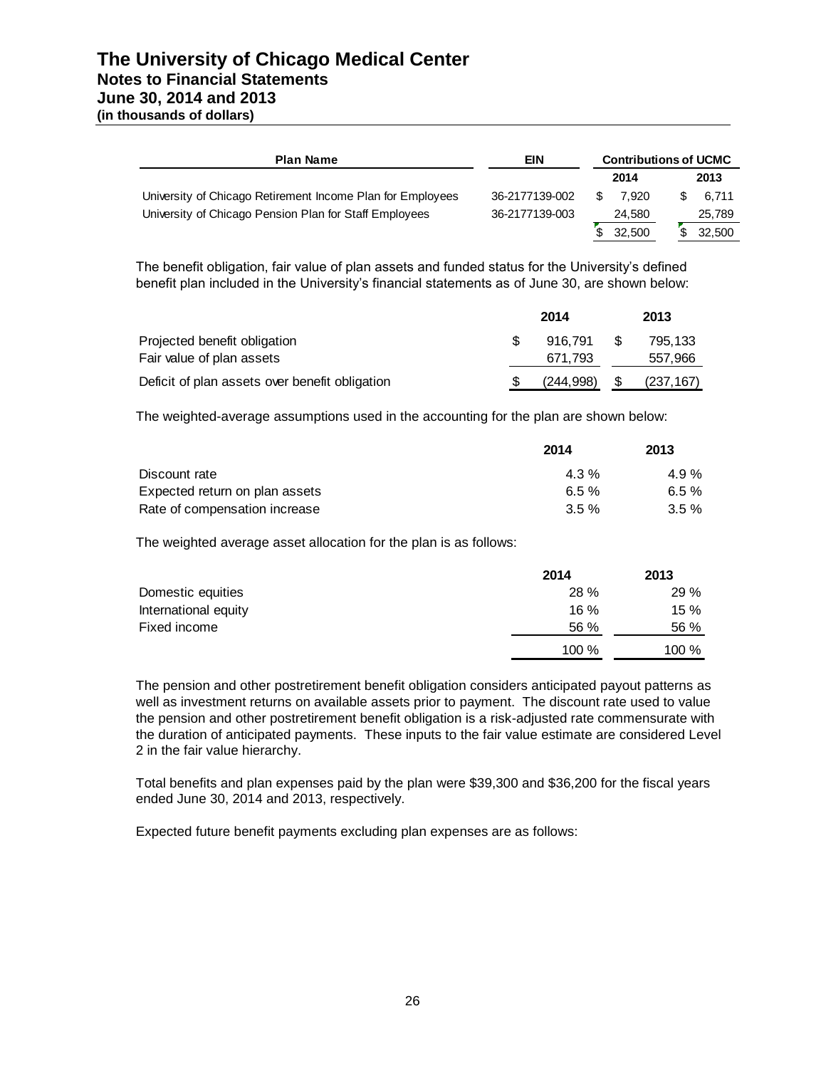| Plan Name | EIN | Contributions of UCMC | |
|---|---|---|---|
| | | 2014 | 2013 |
| University of Chicago Retirement Income Plan for Employees | 36-2177139-002 | $ 7,920 | $ 6,711 |
| University of Chicago Pension Plan for Staff Employees | 36-2177139-003 | 24,580 | 25,789 |
| | | $ 32,500 | $ 32,500 |

The benefit obligation, fair value of plan assets and funded status for the University's defined benefit plan included in the University's financial statements as of June 30, are shown below:

| | 2014 | 2013 |
|---|---|---|
| Projected benefit obligation | $ 916,791 | $ 795,133 |
| Fair value of plan assets | 671,793 | 557,966 |
| Deficit of plan assets over benefit obligation | $ (244,998) | $ (237,167) |

The weighted-average assumptions used in the accounting for the plan are shown below:

| | 2014 | 2013 |
|---|---|---|
| Discount rate | 4.3 % | 4.9 % |
| Expected return on plan assets | 6.5 % | 6.5 % |
| Rate of compensation increase | 3.5 % | 3.5 % |

The weighted average asset allocation for the plan is as follows:

| | 2014 | 2013 |
|---|---|---|
| Domestic equities | 28 % | 29 % |
| International equity | 16 % | 15 % |
| Fixed income | 56 % | 56 % |
| | 100 % | 100 % |

The pension and other postretirement benefit obligation considers anticipated payout patterns as well as investment returns on available assets prior to payment. The discount rate used to value the pension and other postretirement benefit obligation is a risk-adjusted rate commensurate with the duration of anticipated payments. These inputs to the fair value estimate are considered Level 2 in the fair value hierarchy.

Total benefits and plan expenses paid by the plan were $39,300 and $36,200 for the fiscal years ended June 30, 2014 and 2013, respectively.

Expected future benefit payments excluding plan expenses are as follows: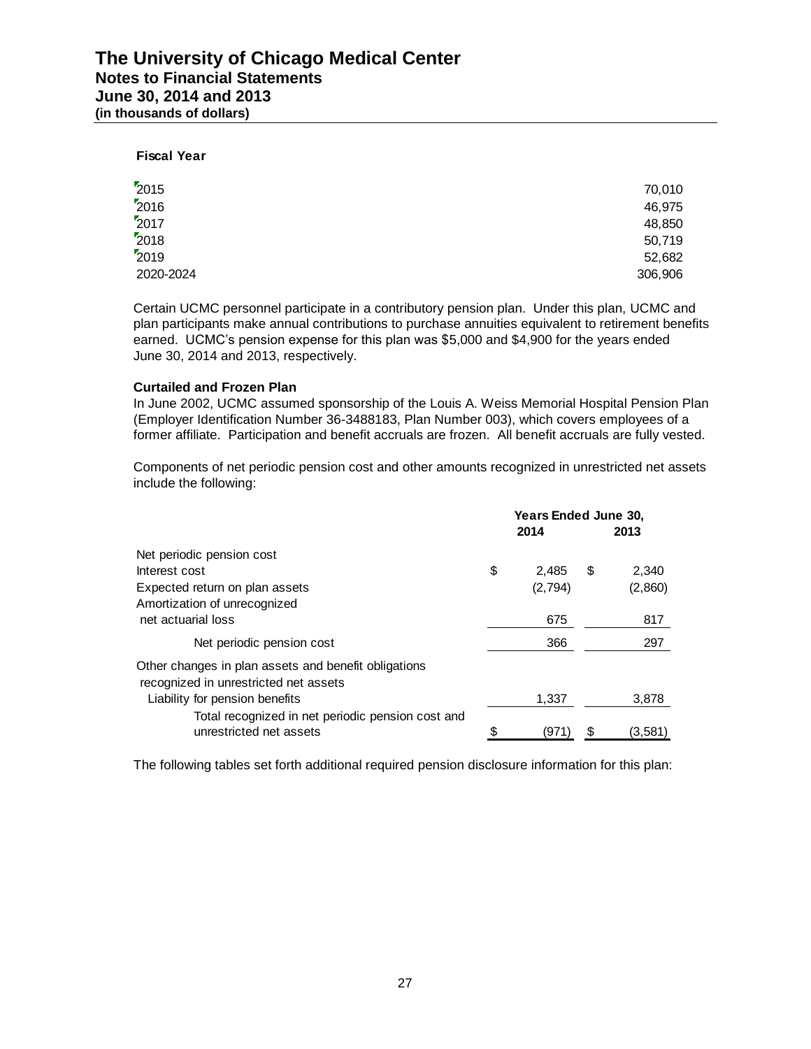| Fiscal Year | |
|---|---|
| 2015 | 70,010 |
| 2016 | 46,975 |
| 2017 | 48,850 |
| 2018 | 50,719 |
| 2019 | 52,682 |
| 2020-2024 | 306,906 |

Certain UCMC personnel participate in a contributory pension plan. Under this plan, UCMC and plan participants make annual contributions to purchase annuities equivalent to retirement benefits earned. UCMC's pension expense for this plan was $5,000 and $4,900 for the years ended June 30, 2014 and 2013, respectively.

**Curtailed and Frozen Plan**

In June 2002, UCMC assumed sponsorship of the Louis A. Weiss Memorial Hospital Pension Plan (Employer Identification Number 36-3488183, Plan Number 003), which covers employees of a former affiliate. Participation and benefit accruals are frozen. All benefit accruals are fully vested.

Components of net periodic pension cost and other amounts recognized in unrestricted net assets include the following:

| | Years Ended June 30, 2014 | 2013 |
|---|---|---|
| Net periodic pension cost | | |
| Interest cost | $ 2,485 | $ 2,340 |
| Expected return on plan assets | (2,794) | (2,860) |
| Amortization of unrecognized net actuarial loss | 675 | 817 |
| Net periodic pension cost | 366 | 297 |
| Other changes in plan assets and benefit obligations recognized in unrestricted net assets | | |
| Liability for pension benefits | 1,337 | 3,878 |
| Total recognized in net periodic pension cost and unrestricted net assets | $ (971) | $ (3,581) |

The following tables set forth additional required pension disclosure information for this plan: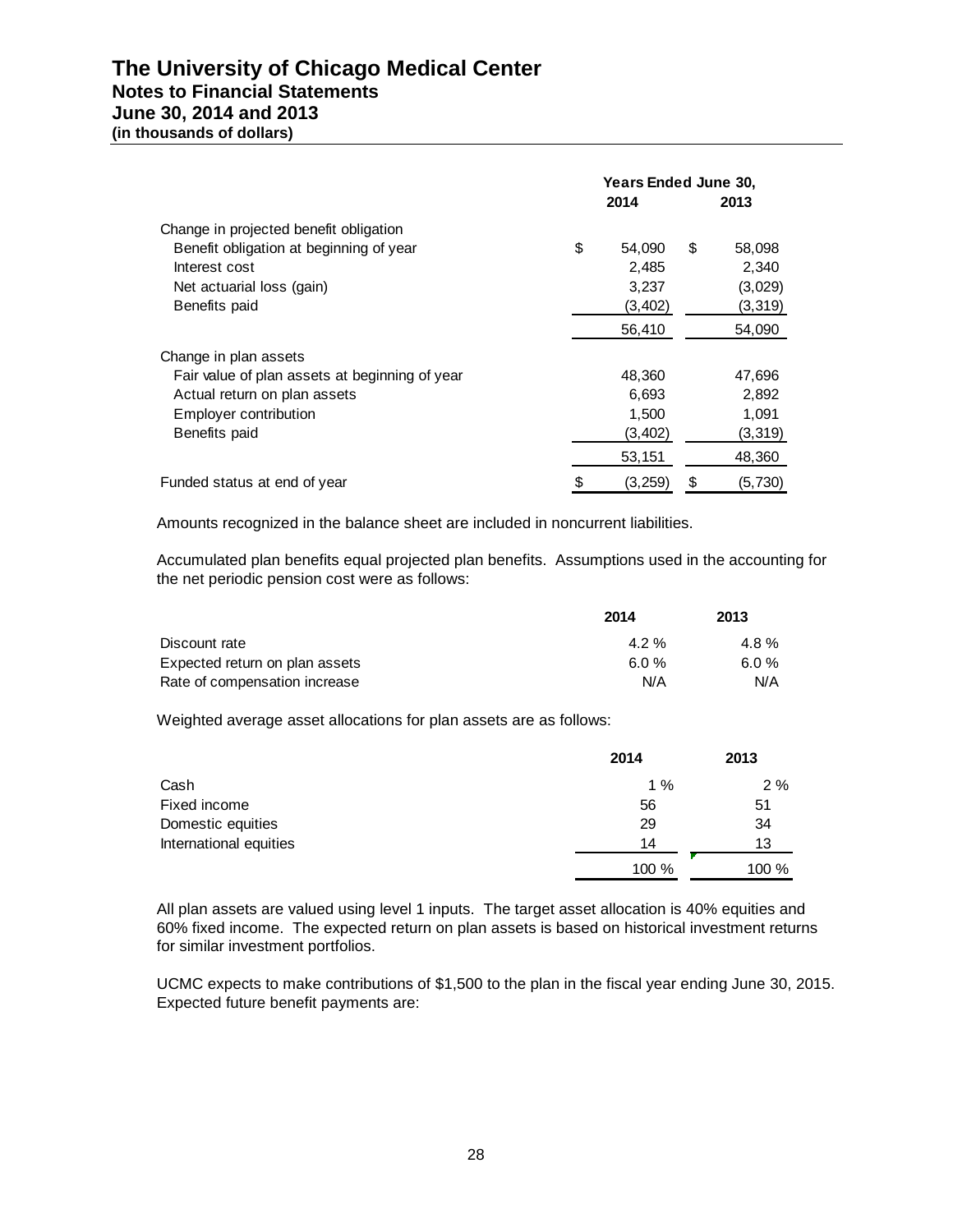| | Years Ended June 30, | |
|---|---|---|
| | 2014 | 2013 |
| Change in projected benefit obligation | | |
| Benefit obligation at beginning of year | $ 54,090 | $ 58,098 |
| Interest cost | 2,485 | 2,340 |
| Net actuarial loss (gain) | 3,237 | (3,029) |
| Benefits paid | (3,402) | (3,319) |
| | 56,410 | 54,090 |
| Change in plan assets | | |
| Fair value of plan assets at beginning of year | 48,360 | 47,696 |
| Actual return on plan assets | 6,693 | 2,892 |
| Employer contribution | 1,500 | 1,091 |
| Benefits paid | (3,402) | (3,319) |
| | 53,151 | 48,360 |
| Funded status at end of year | $ (3,259) | $ (5,730) |

Amounts recognized in the balance sheet are included in noncurrent liabilities.

Accumulated plan benefits equal projected plan benefits. Assumptions used in the accounting for the net periodic pension cost were as follows:

| | 2014 | 2013 |
|---|---|---|
| Discount rate | 4.2 % | 4.8 % |
| Expected return on plan assets | 6.0 % | 6.0 % |
| Rate of compensation increase | N/A | N/A |

Weighted average asset allocations for plan assets are as follows:

| | 2014 | 2013 |
|---|---|---|
| Cash | 1 % | 2 % |
| Fixed income | 56 | 51 |
| Domestic equities | 29 | 34 |
| International equities | 14 | 13 |
| | 100 % | 100 % |

All plan assets are valued using level 1 inputs. The target asset allocation is 40% equities and 60% fixed income. The expected return on plan assets is based on historical investment returns for similar investment portfolios.

UCMC expects to make contributions of $1,500 to the plan in the fiscal year ending June 30, 2015. Expected future benefit payments are: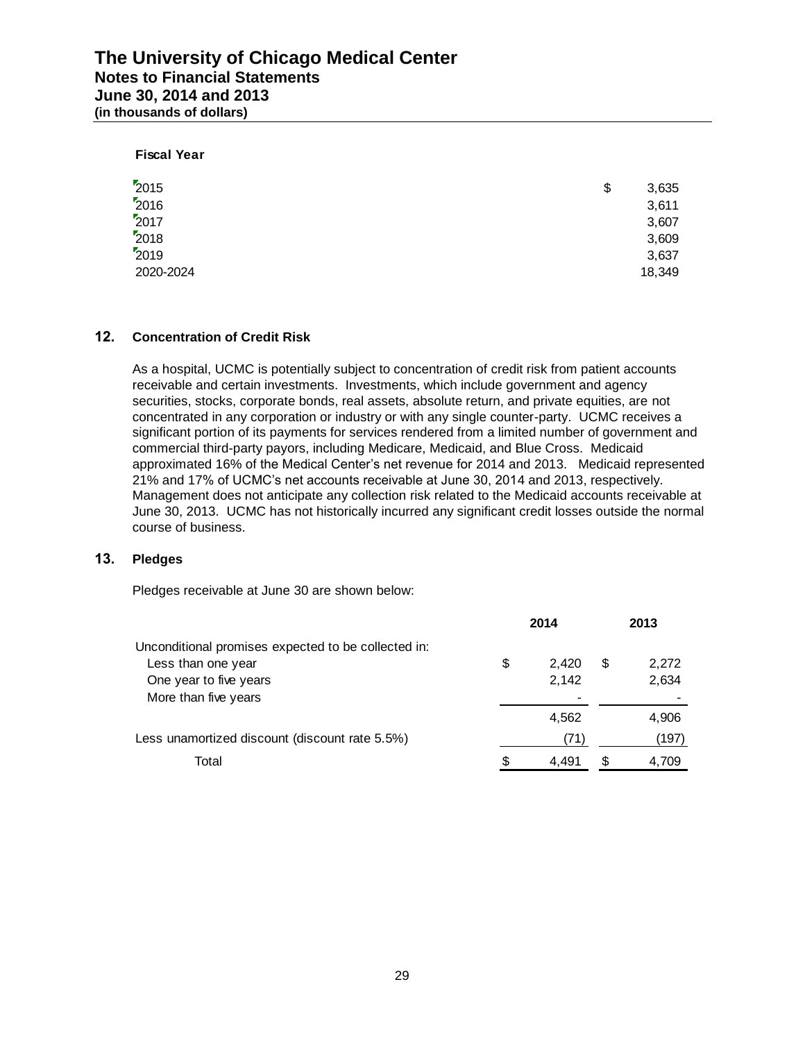| Fiscal Year | |
|---|---|
| 2015 | $ 3,635 |
| 2016 | 3,611 |
| 2017 | 3,607 |
| 2018 | 3,609 |
| 2019 | 3,637 |
| 2020-2024 | 18,349 |

## 12. Concentration of Credit Risk

As a hospital, UCMC is potentially subject to concentration of credit risk from patient accounts receivable and certain investments. Investments, which include government and agency securities, stocks, corporate bonds, real assets, absolute return, and private equities, are not concentrated in any corporation or industry or with any single counter-party. UCMC receives a significant portion of its payments for services rendered from a limited number of government and commercial third-party payors, including Medicare, Medicaid, and Blue Cross. Medicaid approximated 16% of the Medical Center's net revenue for 2014 and 2013. Medicaid represented 21% and 17% of UCMC's net accounts receivable at June 30, 2014 and 2013, respectively. Management does not anticipate any collection risk related to the Medicaid accounts receivable at June 30, 2013. UCMC has not historically incurred any significant credit losses outside the normal course of business.

## 13. Pledges

Pledges receivable at June 30 are shown below:

| | 2014 | 2013 |
|---|---|---|
| Unconditional promises expected to be collected in: | | |
| Less than one year | $ 2,420 | $ 2,272 |
| One year to five years | 2,142 | 2,634 |
| More than five years | - | - |
| | 4,562 | 4,906 |
| Less unamortized discount (discount rate 5.5%) | (71) | (197) |
| Total | $ 4,491 | $ 4,709 |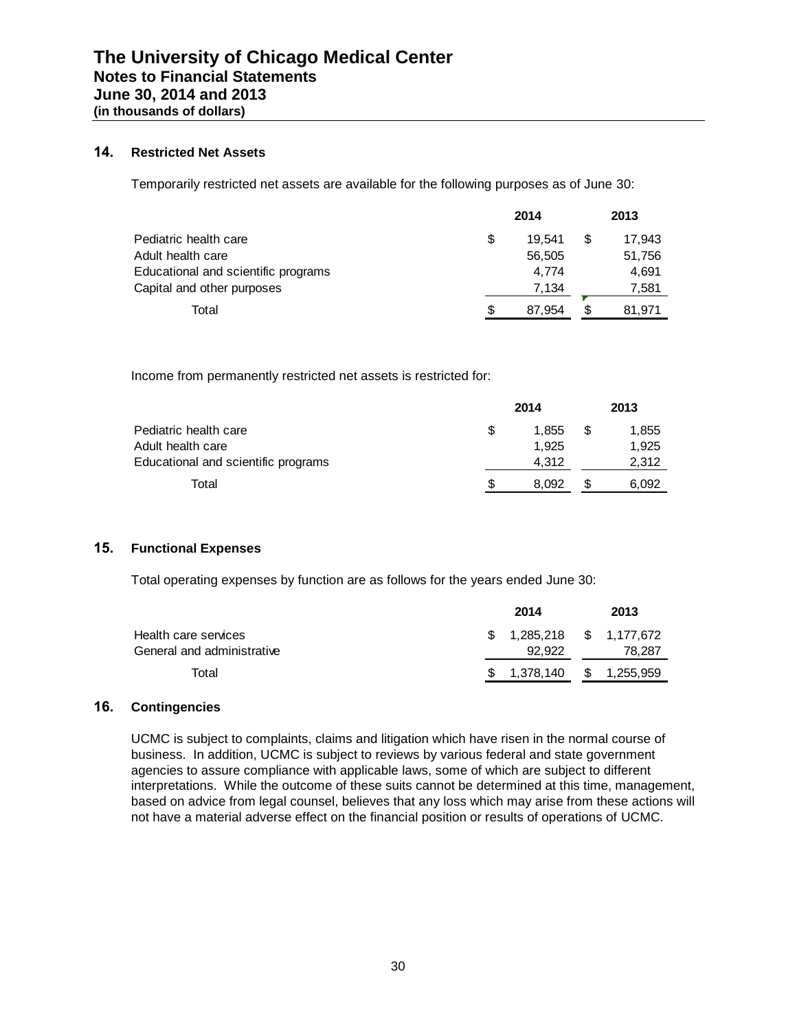# The University of Chicago Medical Center
## Notes to Financial Statements
## June 30, 2014 and 2013
**(in thousands of dollars)**

### 14. Restricted Net Assets

Temporarily restricted net assets are available for the following purposes as of June 30:

| | 2014 | 2013 |
|---|---|---|
| Pediatric health care | $ 19,541 | $ 17,943 |
| Adult health care | 56,505 | 51,756 |
| Educational and scientific programs | 4,774 | 4,691 |
| Capital and other purposes | 7,134 | 7,581 |
| Total | $ 87,954 | $ 81,971 |

Income from permanently restricted net assets is restricted for:

| | 2014 | 2013 |
|---|---|---|
| Pediatric health care | $ 1,855 | $ 1,855 |
| Adult health care | 1,925 | 1,925 |
| Educational and scientific programs | 4,312 | 2,312 |
| Total | $ 8,092 | $ 6,092 |

### 15. Functional Expenses

Total operating expenses by function are as follows for the years ended June 30:

| | 2014 | 2013 |
|---|---|---|
| Health care services | $ 1,285,218 | $ 1,177,672 |
| General and administrative | 92,922 | 78,287 |
| Total | $ 1,378,140 | $ 1,255,959 |

### 16. Contingencies

UCMC is subject to complaints, claims and litigation which have risen in the normal course of business. In addition, UCMC is subject to reviews by various federal and state government agencies to assure compliance with applicable laws, some of which are subject to different interpretations. While the outcome of these suits cannot be determined at this time, management, based on advice from legal counsel, believes that any loss which may arise from these actions will not have a material adverse effect on the financial position or results of operations of UCMC.